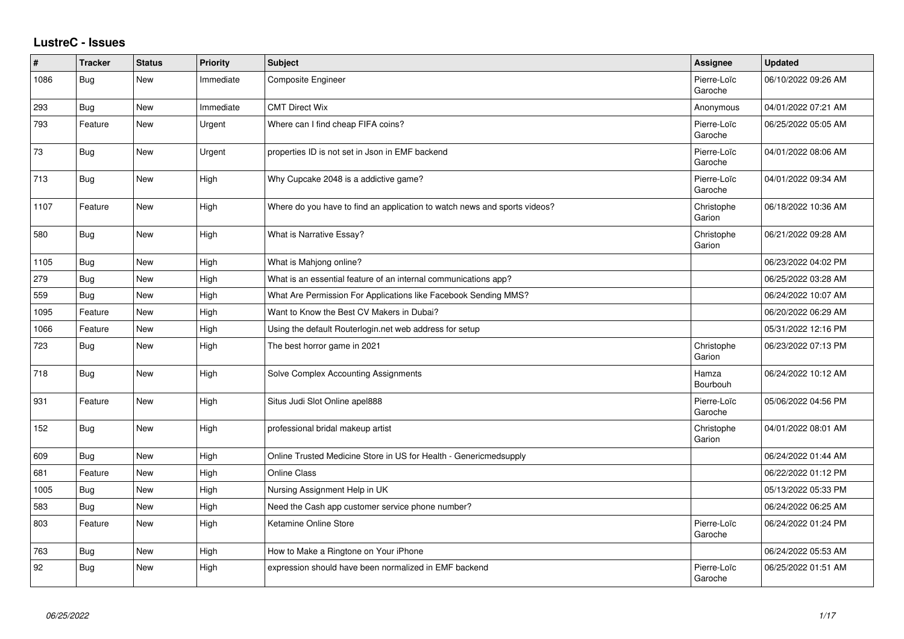# LustreC - Issues

| # | Tracker | Status | Priority | Subject | Assignee | Updated |
|---|---|---|---|---|---|---|
| 1086 | Bug | New | Immediate | Composite Engineer | Pierre-Loïc Garoche | 06/10/2022 09:26 AM |
| 293 | Bug | New | Immediate | CMT Direct Wix | Anonymous | 04/01/2022 07:21 AM |
| 793 | Feature | New | Urgent | Where can I find cheap FIFA coins? | Pierre-Loïc Garoche | 06/25/2022 05:05 AM |
| 73 | Bug | New | Urgent | properties ID is not set in Json in EMF backend | Pierre-Loïc Garoche | 04/01/2022 08:06 AM |
| 713 | Bug | New | High | Why Cupcake 2048 is a addictive game? | Pierre-Loïc Garoche | 04/01/2022 09:34 AM |
| 1107 | Feature | New | High | Where do you have to find an application to watch news and sports videos? | Christophe Garion | 06/18/2022 10:36 AM |
| 580 | Bug | New | High | What is Narrative Essay? | Christophe Garion | 06/21/2022 09:28 AM |
| 1105 | Bug | New | High | What is Mahjong online? | | 06/23/2022 04:02 PM |
| 279 | Bug | New | High | What is an essential feature of an internal communications app? | | 06/25/2022 03:28 AM |
| 559 | Bug | New | High | What Are Permission For Applications like Facebook Sending MMS? | | 06/24/2022 10:07 AM |
| 1095 | Feature | New | High | Want to Know the Best CV Makers in Dubai? | | 06/20/2022 06:29 AM |
| 1066 | Feature | New | High | Using the default Routerlogin.net web address for setup | | 05/31/2022 12:16 PM |
| 723 | Bug | New | High | The best horror game in 2021 | Christophe Garion | 06/23/2022 07:13 PM |
| 718 | Bug | New | High | Solve Complex Accounting Assignments | Hamza Bourbouh | 06/24/2022 10:12 AM |
| 931 | Feature | New | High | Situs Judi Slot Online apel888 | Pierre-Loïc Garoche | 05/06/2022 04:56 PM |
| 152 | Bug | New | High | professional bridal makeup artist | Christophe Garion | 04/01/2022 08:01 AM |
| 609 | Bug | New | High | Online Trusted Medicine Store in US for Health - Genericmedsupply | | 06/24/2022 01:44 AM |
| 681 | Feature | New | High | Online Class | | 06/22/2022 01:12 PM |
| 1005 | Bug | New | High | Nursing Assignment Help in UK | | 05/13/2022 05:33 PM |
| 583 | Bug | New | High | Need the Cash app customer service phone number? | | 06/24/2022 06:25 AM |
| 803 | Feature | New | High | Ketamine Online Store | Pierre-Loïc Garoche | 06/24/2022 01:24 PM |
| 763 | Bug | New | High | How to Make a Ringtone on Your iPhone | | 06/24/2022 05:53 AM |
| 92 | Bug | New | High | expression should have been normalized in EMF backend | Pierre-Loïc Garoche | 06/25/2022 01:51 AM |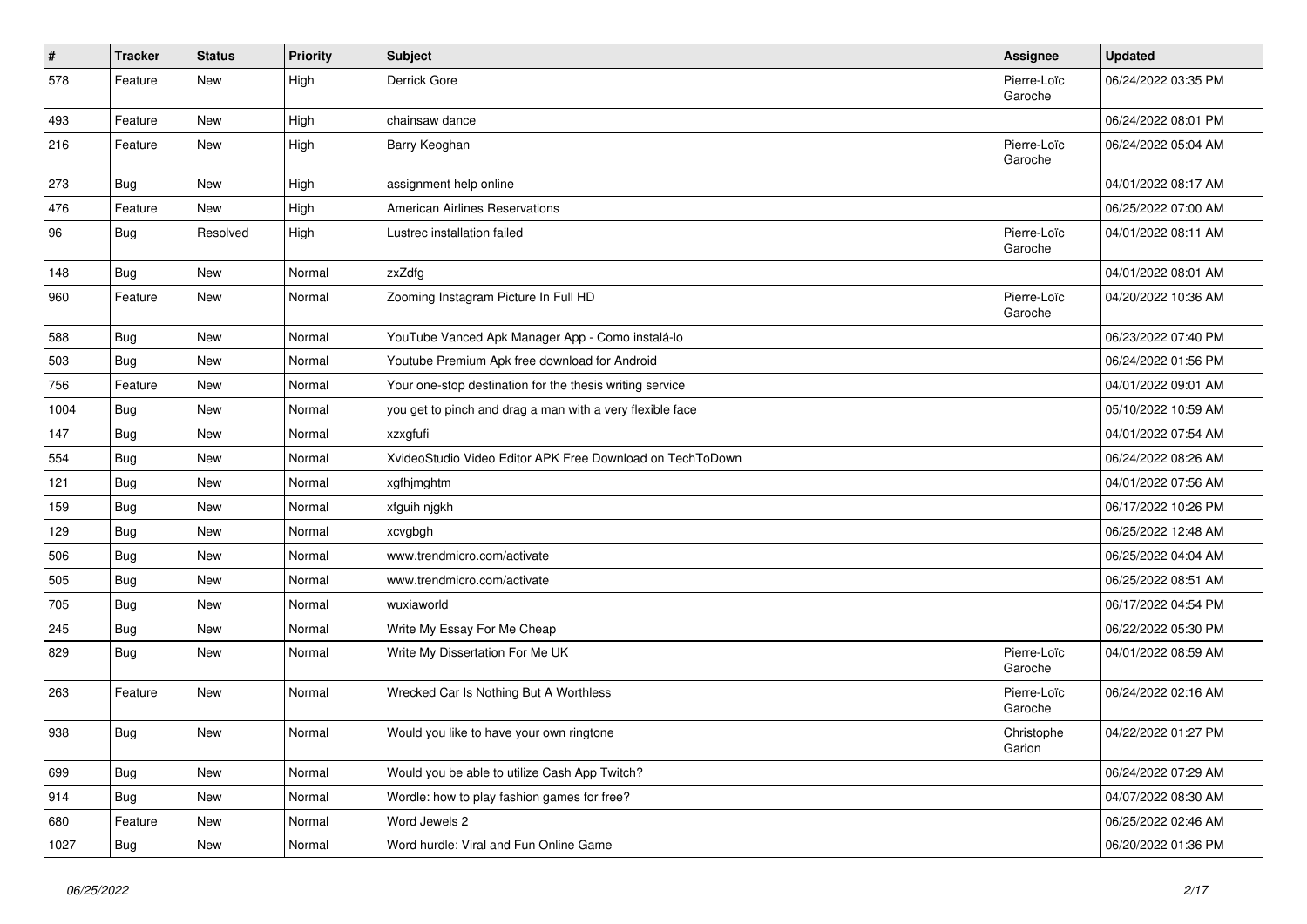| # | Tracker | Status | Priority | Subject | Assignee | Updated |
|---|---|---|---|---|---|---|
| 578 | Feature | New | High | Derrick Gore | Pierre-Loïc Garoche | 06/24/2022 03:35 PM |
| 493 | Feature | New | High | chainsaw dance | | 06/24/2022 08:01 PM |
| 216 | Feature | New | High | Barry Keoghan | Pierre-Loïc Garoche | 06/24/2022 05:04 AM |
| 273 | Bug | New | High | assignment help online | | 04/01/2022 08:17 AM |
| 476 | Feature | New | High | American Airlines Reservations | | 06/25/2022 07:00 AM |
| 96 | Bug | Resolved | High | Lustrec installation failed | Pierre-Loïc Garoche | 04/01/2022 08:11 AM |
| 148 | Bug | New | Normal | zxZdfg | | 04/01/2022 08:01 AM |
| 960 | Feature | New | Normal | Zooming Instagram Picture In Full HD | Pierre-Loïc Garoche | 04/20/2022 10:36 AM |
| 588 | Bug | New | Normal | YouTube Vanced Apk Manager App - Como instalá-lo | | 06/23/2022 07:40 PM |
| 503 | Bug | New | Normal | Youtube Premium Apk free download for Android | | 06/24/2022 01:56 PM |
| 756 | Feature | New | Normal | Your one-stop destination for the thesis writing service | | 04/01/2022 09:01 AM |
| 1004 | Bug | New | Normal | you get to pinch and drag a man with a very flexible face | | 05/10/2022 10:59 AM |
| 147 | Bug | New | Normal | xzxgfufi | | 04/01/2022 07:54 AM |
| 554 | Bug | New | Normal | XvideoStudio Video Editor APK Free Download on TechToDown | | 06/24/2022 08:26 AM |
| 121 | Bug | New | Normal | xgfhjmghtm | | 04/01/2022 07:56 AM |
| 159 | Bug | New | Normal | xfguih njgkh | | 06/17/2022 10:26 PM |
| 129 | Bug | New | Normal | xcvgbgh | | 06/25/2022 12:48 AM |
| 506 | Bug | New | Normal | www.trendmicro.com/activate | | 06/25/2022 04:04 AM |
| 505 | Bug | New | Normal | www.trendmicro.com/activate | | 06/25/2022 08:51 AM |
| 705 | Bug | New | Normal | wuxiaworld | | 06/17/2022 04:54 PM |
| 245 | Bug | New | Normal | Write My Essay For Me Cheap | | 06/22/2022 05:30 PM |
| 829 | Bug | New | Normal | Write My Dissertation For Me UK | Pierre-Loïc Garoche | 04/01/2022 08:59 AM |
| 263 | Feature | New | Normal | Wrecked Car Is Nothing But A Worthless | Pierre-Loïc Garoche | 06/24/2022 02:16 AM |
| 938 | Bug | New | Normal | Would you like to have your own ringtone | Christophe Garion | 04/22/2022 01:27 PM |
| 699 | Bug | New | Normal | Would you be able to utilize Cash App Twitch? | | 06/24/2022 07:29 AM |
| 914 | Bug | New | Normal | Wordle: how to play fashion games for free? | | 04/07/2022 08:30 AM |
| 680 | Feature | New | Normal | Word Jewels 2 | | 06/25/2022 02:46 AM |
| 1027 | Bug | New | Normal | Word hurdle: Viral and Fun Online Game | | 06/20/2022 01:36 PM |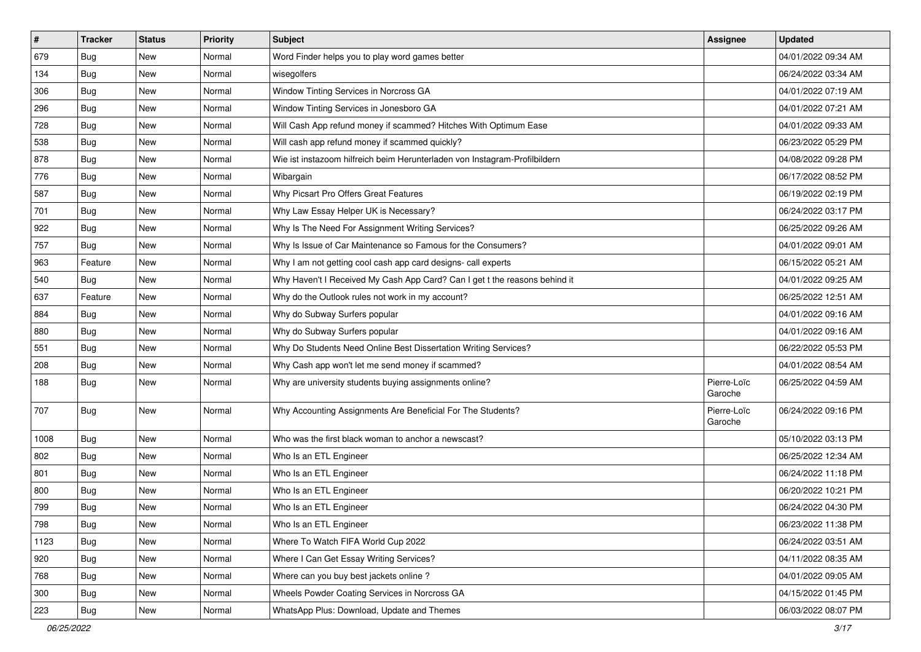| # | Tracker | Status | Priority | Subject | Assignee | Updated |
|---|---|---|---|---|---|---|
| 679 | Bug | New | Normal | Word Finder helps you to play word games better | | 04/01/2022 09:34 AM |
| 134 | Bug | New | Normal | wisegolfers | | 06/24/2022 03:34 AM |
| 306 | Bug | New | Normal | Window Tinting Services in Norcross GA | | 04/01/2022 07:19 AM |
| 296 | Bug | New | Normal | Window Tinting Services in Jonesboro GA | | 04/01/2022 07:21 AM |
| 728 | Bug | New | Normal | Will Cash App refund money if scammed? Hitches With Optimum Ease | | 04/01/2022 09:33 AM |
| 538 | Bug | New | Normal | Will cash app refund money if scammed quickly? | | 06/23/2022 05:29 PM |
| 878 | Bug | New | Normal | Wie ist instazoom hilfreich beim Herunterladen von Instagram-Profilbildern | | 04/08/2022 09:28 PM |
| 776 | Bug | New | Normal | Wibargain | | 06/17/2022 08:52 PM |
| 587 | Bug | New | Normal | Why Picsart Pro Offers Great Features | | 06/19/2022 02:19 PM |
| 701 | Bug | New | Normal | Why Law Essay Helper UK is Necessary? | | 06/24/2022 03:17 PM |
| 922 | Bug | New | Normal | Why Is The Need For Assignment Writing Services? | | 06/25/2022 09:26 AM |
| 757 | Bug | New | Normal | Why Is Issue of Car Maintenance so Famous for the Consumers? | | 04/01/2022 09:01 AM |
| 963 | Feature | New | Normal | Why I am not getting cool cash app card designs- call experts | | 06/15/2022 05:21 AM |
| 540 | Bug | New | Normal | Why Haven't I Received My Cash App Card? Can I get t the reasons behind it | | 04/01/2022 09:25 AM |
| 637 | Feature | New | Normal | Why do the Outlook rules not work in my account? | | 06/25/2022 12:51 AM |
| 884 | Bug | New | Normal | Why do Subway Surfers popular | | 04/01/2022 09:16 AM |
| 880 | Bug | New | Normal | Why do Subway Surfers popular | | 04/01/2022 09:16 AM |
| 551 | Bug | New | Normal | Why Do Students Need Online Best Dissertation Writing Services? | | 06/22/2022 05:53 PM |
| 208 | Bug | New | Normal | Why Cash app won't let me send money if scammed? | | 04/01/2022 08:54 AM |
| 188 | Bug | New | Normal | Why are university students buying assignments online? | Pierre-Loïc Garoche | 06/25/2022 04:59 AM |
| 707 | Bug | New | Normal | Why Accounting Assignments Are Beneficial For The Students? | Pierre-Loïc Garoche | 06/24/2022 09:16 PM |
| 1008 | Bug | New | Normal | Who was the first black woman to anchor a newscast? | | 05/10/2022 03:13 PM |
| 802 | Bug | New | Normal | Who Is an ETL Engineer | | 06/25/2022 12:34 AM |
| 801 | Bug | New | Normal | Who Is an ETL Engineer | | 06/24/2022 11:18 PM |
| 800 | Bug | New | Normal | Who Is an ETL Engineer | | 06/20/2022 10:21 PM |
| 799 | Bug | New | Normal | Who Is an ETL Engineer | | 06/24/2022 04:30 PM |
| 798 | Bug | New | Normal | Who Is an ETL Engineer | | 06/23/2022 11:38 PM |
| 1123 | Bug | New | Normal | Where To Watch FIFA World Cup 2022 | | 06/24/2022 03:51 AM |
| 920 | Bug | New | Normal | Where I Can Get Essay Writing Services? | | 04/11/2022 08:35 AM |
| 768 | Bug | New | Normal | Where can you buy best jackets online ? | | 04/01/2022 09:05 AM |
| 300 | Bug | New | Normal | Wheels Powder Coating Services in Norcross GA | | 04/15/2022 01:45 PM |
| 223 | Bug | New | Normal | WhatsApp Plus: Download, Update and Themes | | 06/03/2022 08:07 PM |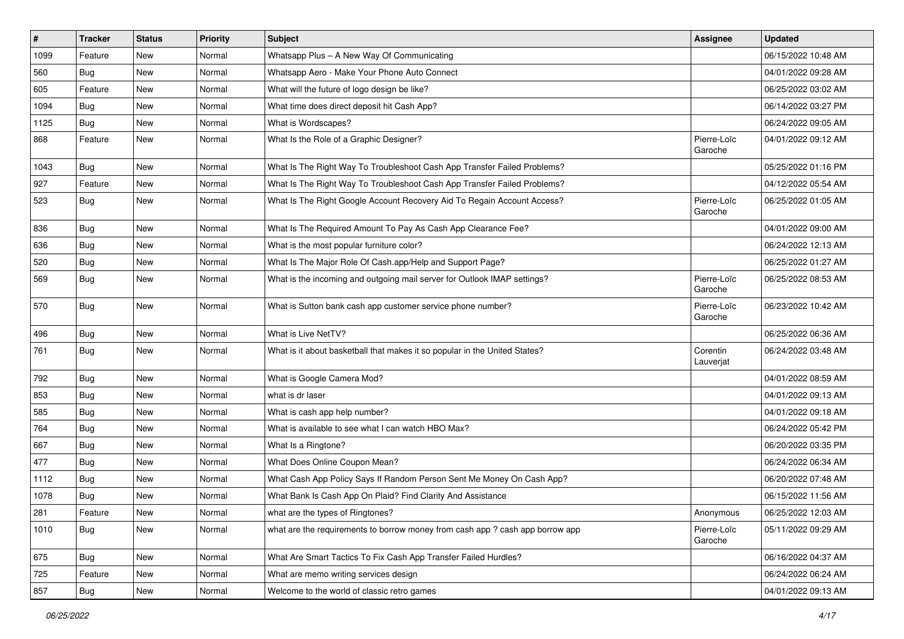| # | Tracker | Status | Priority | Subject | Assignee | Updated |
|---|---|---|---|---|---|---|
| 1099 | Feature | New | Normal | Whatsapp Plus – A New Way Of Communicating | | 06/15/2022 10:48 AM |
| 560 | Bug | New | Normal | Whatsapp Aero - Make Your Phone Auto Connect | | 04/01/2022 09:28 AM |
| 605 | Feature | New | Normal | What will the future of logo design be like? | | 06/25/2022 03:02 AM |
| 1094 | Bug | New | Normal | What time does direct deposit hit Cash App? | | 06/14/2022 03:27 PM |
| 1125 | Bug | New | Normal | What is Wordscapes? | | 06/24/2022 09:05 AM |
| 868 | Feature | New | Normal | What Is the Role of a Graphic Designer? | Pierre-Loïc Garoche | 04/01/2022 09:12 AM |
| 1043 | Bug | New | Normal | What Is The Right Way To Troubleshoot Cash App Transfer Failed Problems? | | 05/25/2022 01:16 PM |
| 927 | Feature | New | Normal | What Is The Right Way To Troubleshoot Cash App Transfer Failed Problems? | | 04/12/2022 05:54 AM |
| 523 | Bug | New | Normal | What Is The Right Google Account Recovery Aid To Regain Account Access? | Pierre-Loïc Garoche | 06/25/2022 01:05 AM |
| 836 | Bug | New | Normal | What Is The Required Amount To Pay As Cash App Clearance Fee? | | 04/01/2022 09:00 AM |
| 636 | Bug | New | Normal | What is the most popular furniture color? | | 06/24/2022 12:13 AM |
| 520 | Bug | New | Normal | What Is The Major Role Of Cash.app/Help and Support Page? | | 06/25/2022 01:27 AM |
| 569 | Bug | New | Normal | What is the incoming and outgoing mail server for Outlook IMAP settings? | Pierre-Loïc Garoche | 06/25/2022 08:53 AM |
| 570 | Bug | New | Normal | What is Sutton bank cash app customer service phone number? | Pierre-Loïc Garoche | 06/23/2022 10:42 AM |
| 496 | Bug | New | Normal | What is Live NetTV? | | 06/25/2022 06:36 AM |
| 761 | Bug | New | Normal | What is it about basketball that makes it so popular in the United States? | Corentin Lauverjat | 06/24/2022 03:48 AM |
| 792 | Bug | New | Normal | What is Google Camera Mod? | | 04/01/2022 08:59 AM |
| 853 | Bug | New | Normal | what is dr laser | | 04/01/2022 09:13 AM |
| 585 | Bug | New | Normal | What is cash app help number? | | 04/01/2022 09:18 AM |
| 764 | Bug | New | Normal | What is available to see what I can watch HBO Max? | | 06/24/2022 05:42 PM |
| 667 | Bug | New | Normal | What Is a Ringtone? | | 06/20/2022 03:35 PM |
| 477 | Bug | New | Normal | What Does Online Coupon Mean? | | 06/24/2022 06:34 AM |
| 1112 | Bug | New | Normal | What Cash App Policy Says If Random Person Sent Me Money On Cash App? | | 06/20/2022 07:48 AM |
| 1078 | Bug | New | Normal | What Bank Is Cash App On Plaid? Find Clarity And Assistance | | 06/15/2022 11:56 AM |
| 281 | Feature | New | Normal | what are the types of Ringtones? | Anonymous | 06/25/2022 12:03 AM |
| 1010 | Bug | New | Normal | what are the requirements to borrow money from cash app ? cash app borrow app | Pierre-Loïc Garoche | 05/11/2022 09:29 AM |
| 675 | Bug | New | Normal | What Are Smart Tactics To Fix Cash App Transfer Failed Hurdles? | | 06/16/2022 04:37 AM |
| 725 | Feature | New | Normal | What are memo writing services design | | 06/24/2022 06:24 AM |
| 857 | Bug | New | Normal | Welcome to the world of classic retro games | | 04/01/2022 09:13 AM |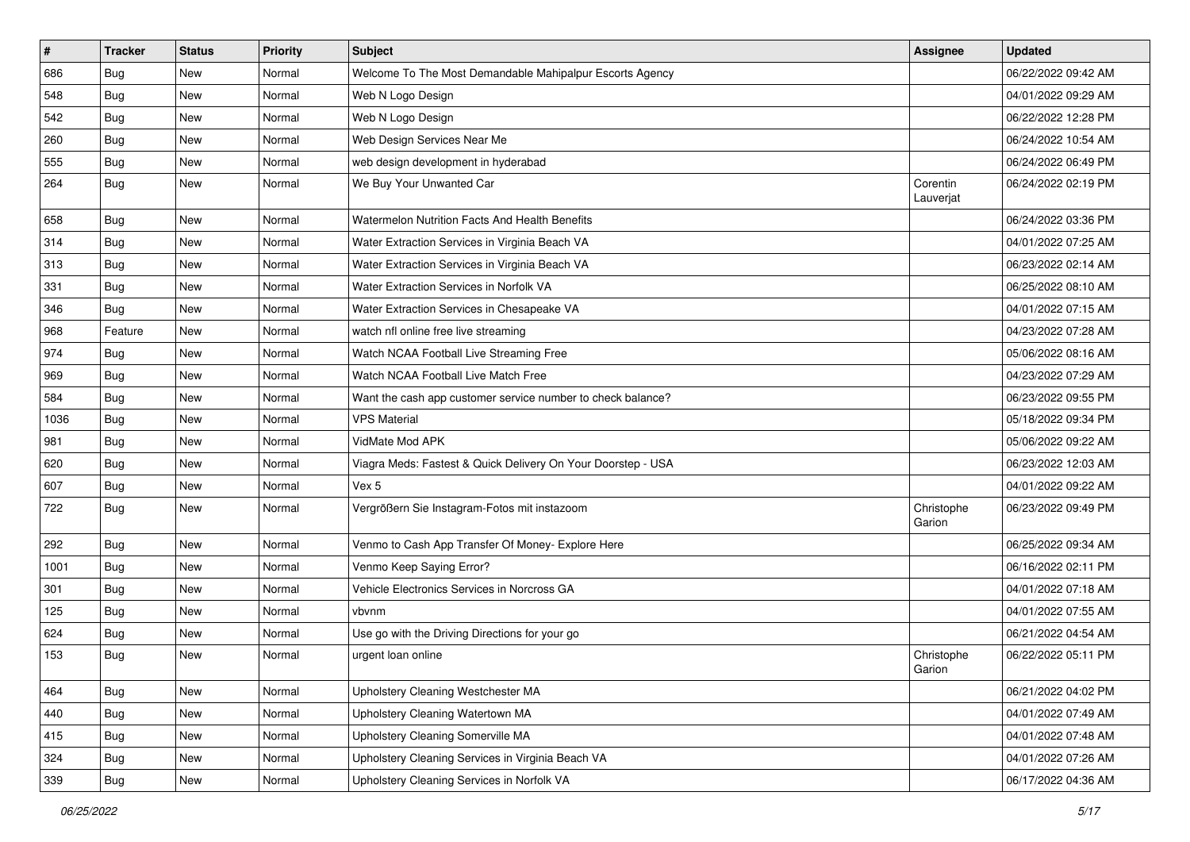| # | Tracker | Status | Priority | Subject | Assignee | Updated |
|---|---|---|---|---|---|---|
| 686 | Bug | New | Normal | Welcome To The Most Demandable Mahipalpur Escorts Agency | | 06/22/2022 09:42 AM |
| 548 | Bug | New | Normal | Web N Logo Design | | 04/01/2022 09:29 AM |
| 542 | Bug | New | Normal | Web N Logo Design | | 06/22/2022 12:28 PM |
| 260 | Bug | New | Normal | Web Design Services Near Me | | 06/24/2022 10:54 AM |
| 555 | Bug | New | Normal | web design development in hyderabad | | 06/24/2022 06:49 PM |
| 264 | Bug | New | Normal | We Buy Your Unwanted Car | Corentin Lauverjat | 06/24/2022 02:19 PM |
| 658 | Bug | New | Normal | Watermelon Nutrition Facts And Health Benefits | | 06/24/2022 03:36 PM |
| 314 | Bug | New | Normal | Water Extraction Services in Virginia Beach VA | | 04/01/2022 07:25 AM |
| 313 | Bug | New | Normal | Water Extraction Services in Virginia Beach VA | | 06/23/2022 02:14 AM |
| 331 | Bug | New | Normal | Water Extraction Services in Norfolk VA | | 06/25/2022 08:10 AM |
| 346 | Bug | New | Normal | Water Extraction Services in Chesapeake VA | | 04/01/2022 07:15 AM |
| 968 | Feature | New | Normal | watch nfl online free live streaming | | 04/23/2022 07:28 AM |
| 974 | Bug | New | Normal | Watch NCAA Football Live Streaming Free | | 05/06/2022 08:16 AM |
| 969 | Bug | New | Normal | Watch NCAA Football Live Match Free | | 04/23/2022 07:29 AM |
| 584 | Bug | New | Normal | Want the cash app customer service number to check balance? | | 06/23/2022 09:55 PM |
| 1036 | Bug | New | Normal | VPS Material | | 05/18/2022 09:34 PM |
| 981 | Bug | New | Normal | VidMate Mod APK | | 05/06/2022 09:22 AM |
| 620 | Bug | New | Normal | Viagra Meds: Fastest & Quick Delivery On Your Doorstep - USA | | 06/23/2022 12:03 AM |
| 607 | Bug | New | Normal | Vex 5 | | 04/01/2022 09:22 AM |
| 722 | Bug | New | Normal | Vergrößern Sie Instagram-Fotos mit instazoom | Christophe Garion | 06/23/2022 09:49 PM |
| 292 | Bug | New | Normal | Venmo to Cash App Transfer Of Money- Explore Here | | 06/25/2022 09:34 AM |
| 1001 | Bug | New | Normal | Venmo Keep Saying Error? | | 06/16/2022 02:11 PM |
| 301 | Bug | New | Normal | Vehicle Electronics Services in Norcross GA | | 04/01/2022 07:18 AM |
| 125 | Bug | New | Normal | vbvnm | | 04/01/2022 07:55 AM |
| 624 | Bug | New | Normal | Use go with the Driving Directions for your go | | 06/21/2022 04:54 AM |
| 153 | Bug | New | Normal | urgent loan online | Christophe Garion | 06/22/2022 05:11 PM |
| 464 | Bug | New | Normal | Upholstery Cleaning Westchester MA | | 06/21/2022 04:02 PM |
| 440 | Bug | New | Normal | Upholstery Cleaning Watertown MA | | 04/01/2022 07:49 AM |
| 415 | Bug | New | Normal | Upholstery Cleaning Somerville MA | | 04/01/2022 07:48 AM |
| 324 | Bug | New | Normal | Upholstery Cleaning Services in Virginia Beach VA | | 04/01/2022 07:26 AM |
| 339 | Bug | New | Normal | Upholstery Cleaning Services in Norfolk VA | | 06/17/2022 04:36 AM |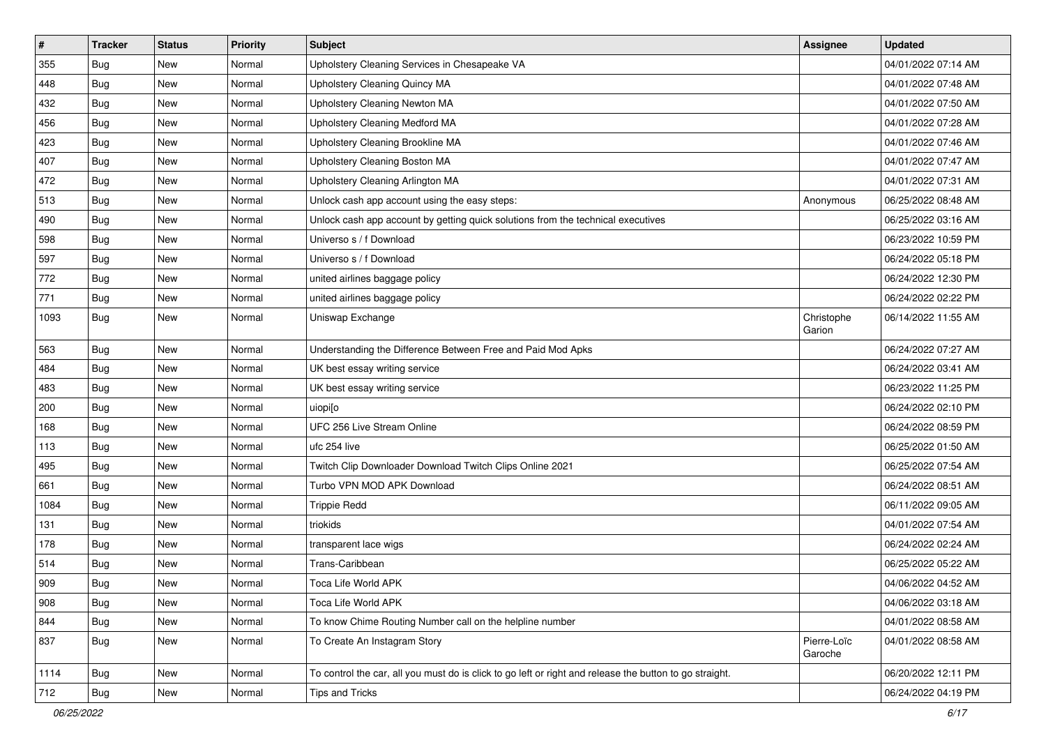| # | Tracker | Status | Priority | Subject | Assignee | Updated |
|---|---|---|---|---|---|---|
| 355 | Bug | New | Normal | Upholstery Cleaning Services in Chesapeake VA | | 04/01/2022 07:14 AM |
| 448 | Bug | New | Normal | Upholstery Cleaning Quincy MA | | 04/01/2022 07:48 AM |
| 432 | Bug | New | Normal | Upholstery Cleaning Newton MA | | 04/01/2022 07:50 AM |
| 456 | Bug | New | Normal | Upholstery Cleaning Medford MA | | 04/01/2022 07:28 AM |
| 423 | Bug | New | Normal | Upholstery Cleaning Brookline MA | | 04/01/2022 07:46 AM |
| 407 | Bug | New | Normal | Upholstery Cleaning Boston MA | | 04/01/2022 07:47 AM |
| 472 | Bug | New | Normal | Upholstery Cleaning Arlington MA | | 04/01/2022 07:31 AM |
| 513 | Bug | New | Normal | Unlock cash app account using the easy steps: | Anonymous | 06/25/2022 08:48 AM |
| 490 | Bug | New | Normal | Unlock cash app account by getting quick solutions from the technical executives | | 06/25/2022 03:16 AM |
| 598 | Bug | New | Normal | Universo s / f Download | | 06/23/2022 10:59 PM |
| 597 | Bug | New | Normal | Universo s / f Download | | 06/24/2022 05:18 PM |
| 772 | Bug | New | Normal | united airlines baggage policy | | 06/24/2022 12:30 PM |
| 771 | Bug | New | Normal | united airlines baggage policy | | 06/24/2022 02:22 PM |
| 1093 | Bug | New | Normal | Uniswap Exchange | Christophe Garion | 06/14/2022 11:55 AM |
| 563 | Bug | New | Normal | Understanding the Difference Between Free and Paid Mod Apks | | 06/24/2022 07:27 AM |
| 484 | Bug | New | Normal | UK best essay writing service | | 06/24/2022 03:41 AM |
| 483 | Bug | New | Normal | UK best essay writing service | | 06/23/2022 11:25 PM |
| 200 | Bug | New | Normal | uiopi[o | | 06/24/2022 02:10 PM |
| 168 | Bug | New | Normal | UFC 256 Live Stream Online | | 06/24/2022 08:59 PM |
| 113 | Bug | New | Normal | ufc 254 live | | 06/25/2022 01:50 AM |
| 495 | Bug | New | Normal | Twitch Clip Downloader Download Twitch Clips Online 2021 | | 06/25/2022 07:54 AM |
| 661 | Bug | New | Normal | Turbo VPN MOD APK Download | | 06/24/2022 08:51 AM |
| 1084 | Bug | New | Normal | Trippie Redd | | 06/11/2022 09:05 AM |
| 131 | Bug | New | Normal | triokids | | 04/01/2022 07:54 AM |
| 178 | Bug | New | Normal | transparent lace wigs | | 06/24/2022 02:24 AM |
| 514 | Bug | New | Normal | Trans-Caribbean | | 06/25/2022 05:22 AM |
| 909 | Bug | New | Normal | Toca Life World APK | | 04/06/2022 04:52 AM |
| 908 | Bug | New | Normal | Toca Life World APK | | 04/06/2022 03:18 AM |
| 844 | Bug | New | Normal | To know Chime Routing Number call on the helpline number | | 04/01/2022 08:58 AM |
| 837 | Bug | New | Normal | To Create An Instagram Story | Pierre-Loïc Garoche | 04/01/2022 08:58 AM |
| 1114 | Bug | New | Normal | To control the car, all you must do is click to go left or right and release the button to go straight. | | 06/20/2022 12:11 PM |
| 712 | Bug | New | Normal | Tips and Tricks | | 06/24/2022 04:19 PM |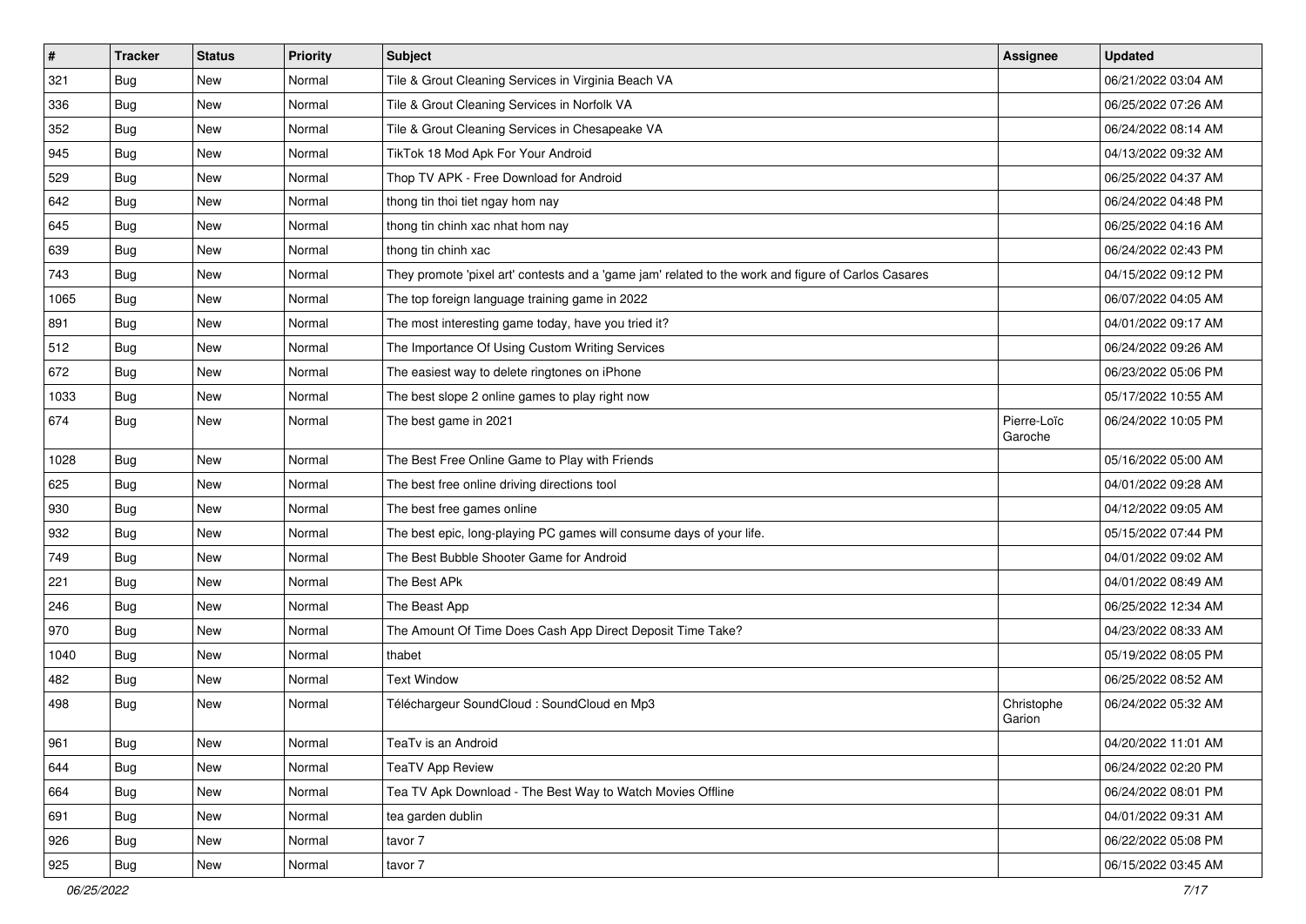| # | Tracker | Status | Priority | Subject | Assignee | Updated |
| --- | --- | --- | --- | --- | --- | --- |
| 321 | Bug | New | Normal | Tile & Grout Cleaning Services in Virginia Beach VA | | 06/21/2022 03:04 AM |
| 336 | Bug | New | Normal | Tile & Grout Cleaning Services in Norfolk VA | | 06/25/2022 07:26 AM |
| 352 | Bug | New | Normal | Tile & Grout Cleaning Services in Chesapeake VA | | 06/24/2022 08:14 AM |
| 945 | Bug | New | Normal | TikTok 18 Mod Apk For Your Android | | 04/13/2022 09:32 AM |
| 529 | Bug | New | Normal | Thop TV APK - Free Download for Android | | 06/25/2022 04:37 AM |
| 642 | Bug | New | Normal | thong tin thoi tiet ngay hom nay | | 06/24/2022 04:48 PM |
| 645 | Bug | New | Normal | thong tin chinh xac nhat hom nay | | 06/25/2022 04:16 AM |
| 639 | Bug | New | Normal | thong tin chinh xac | | 06/24/2022 02:43 PM |
| 743 | Bug | New | Normal | They promote 'pixel art' contests and a 'game jam' related to the work and figure of Carlos Casares | | 04/15/2022 09:12 PM |
| 1065 | Bug | New | Normal | The top foreign language training game in 2022 | | 06/07/2022 04:05 AM |
| 891 | Bug | New | Normal | The most interesting game today, have you tried it? | | 04/01/2022 09:17 AM |
| 512 | Bug | New | Normal | The Importance Of Using Custom Writing Services | | 06/24/2022 09:26 AM |
| 672 | Bug | New | Normal | The easiest way to delete ringtones on iPhone | | 06/23/2022 05:06 PM |
| 1033 | Bug | New | Normal | The best slope 2 online games to play right now | | 05/17/2022 10:55 AM |
| 674 | Bug | New | Normal | The best game in 2021 | Pierre-Loïc Garoche | 06/24/2022 10:05 PM |
| 1028 | Bug | New | Normal | The Best Free Online Game to Play with Friends | | 05/16/2022 05:00 AM |
| 625 | Bug | New | Normal | The best free online driving directions tool | | 04/01/2022 09:28 AM |
| 930 | Bug | New | Normal | The best free games online | | 04/12/2022 09:05 AM |
| 932 | Bug | New | Normal | The best epic, long-playing PC games will consume days of your life. | | 05/15/2022 07:44 PM |
| 749 | Bug | New | Normal | The Best Bubble Shooter Game for Android | | 04/01/2022 09:02 AM |
| 221 | Bug | New | Normal | The Best APk | | 04/01/2022 08:49 AM |
| 246 | Bug | New | Normal | The Beast App | | 06/25/2022 12:34 AM |
| 970 | Bug | New | Normal | The Amount Of Time Does Cash App Direct Deposit Time Take? | | 04/23/2022 08:33 AM |
| 1040 | Bug | New | Normal | thabet | | 05/19/2022 08:05 PM |
| 482 | Bug | New | Normal | Text Window | | 06/25/2022 08:52 AM |
| 498 | Bug | New | Normal | Téléchargeur SoundCloud : SoundCloud en Mp3 | Christophe Garion | 06/24/2022 05:32 AM |
| 961 | Bug | New | Normal | TeaTv is an Android | | 04/20/2022 11:01 AM |
| 644 | Bug | New | Normal | TeaTV App Review | | 06/24/2022 02:20 PM |
| 664 | Bug | New | Normal | Tea TV Apk Download - The Best Way to Watch Movies Offline | | 06/24/2022 08:01 PM |
| 691 | Bug | New | Normal | tea garden dublin | | 04/01/2022 09:31 AM |
| 926 | Bug | New | Normal | tavor 7 | | 06/22/2022 05:08 PM |
| 925 | Bug | New | Normal | tavor 7 | | 06/15/2022 03:45 AM |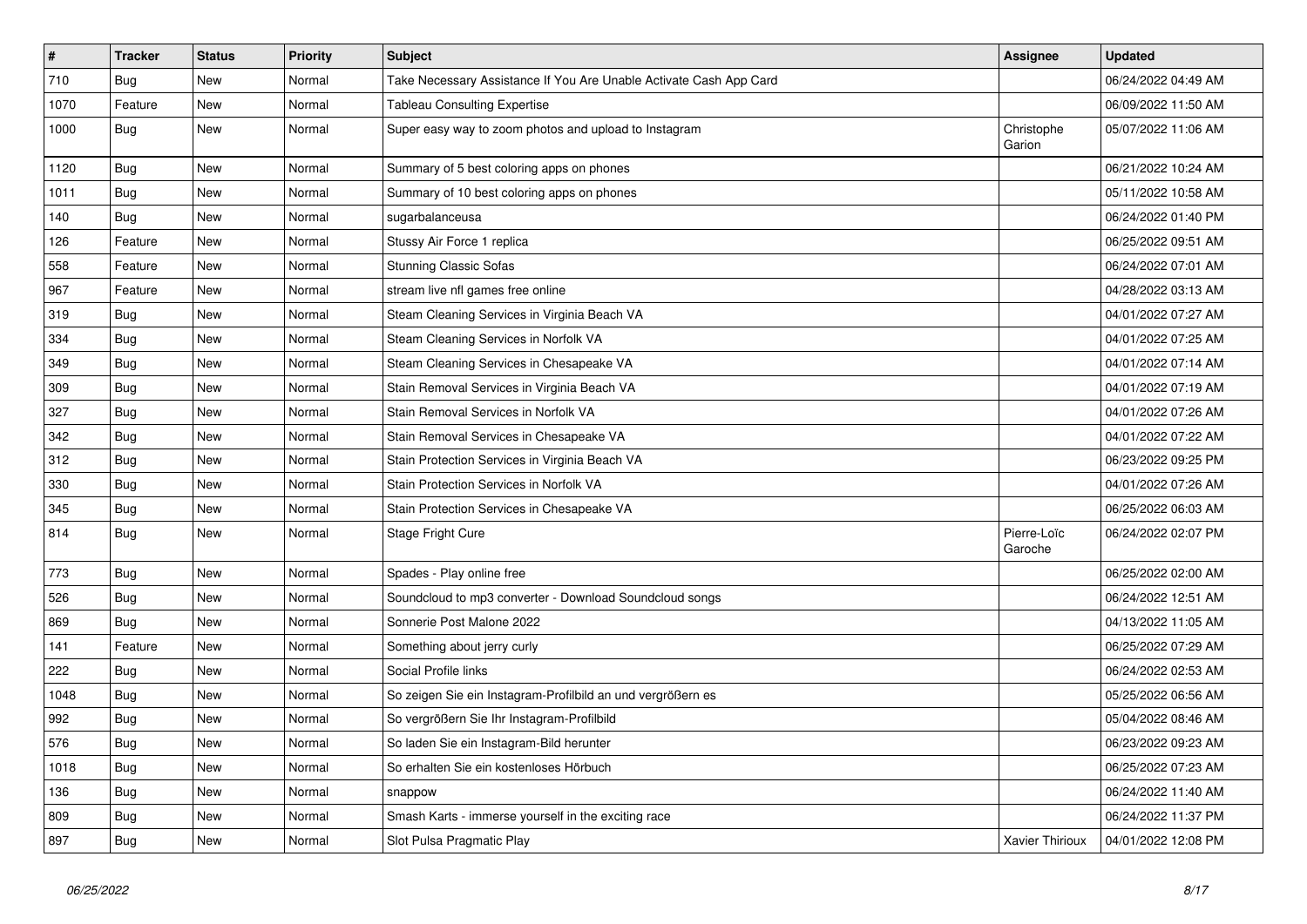| # | Tracker | Status | Priority | Subject | Assignee | Updated |
|---|---|---|---|---|---|---|
| 710 | Bug | New | Normal | Take Necessary Assistance If You Are Unable Activate Cash App Card | | 06/24/2022 04:49 AM |
| 1070 | Feature | New | Normal | Tableau Consulting Expertise | | 06/09/2022 11:50 AM |
| 1000 | Bug | New | Normal | Super easy way to zoom photos and upload to Instagram | Christophe Garion | 05/07/2022 11:06 AM |
| 1120 | Bug | New | Normal | Summary of 5 best coloring apps on phones | | 06/21/2022 10:24 AM |
| 1011 | Bug | New | Normal | Summary of 10 best coloring apps on phones | | 05/11/2022 10:58 AM |
| 140 | Bug | New | Normal | sugarbalanceusa | | 06/24/2022 01:40 PM |
| 126 | Feature | New | Normal | Stussy Air Force 1 replica | | 06/25/2022 09:51 AM |
| 558 | Feature | New | Normal | Stunning Classic Sofas | | 06/24/2022 07:01 AM |
| 967 | Feature | New | Normal | stream live nfl games free online | | 04/28/2022 03:13 AM |
| 319 | Bug | New | Normal | Steam Cleaning Services in Virginia Beach VA | | 04/01/2022 07:27 AM |
| 334 | Bug | New | Normal | Steam Cleaning Services in Norfolk VA | | 04/01/2022 07:25 AM |
| 349 | Bug | New | Normal | Steam Cleaning Services in Chesapeake VA | | 04/01/2022 07:14 AM |
| 309 | Bug | New | Normal | Stain Removal Services in Virginia Beach VA | | 04/01/2022 07:19 AM |
| 327 | Bug | New | Normal | Stain Removal Services in Norfolk VA | | 04/01/2022 07:26 AM |
| 342 | Bug | New | Normal | Stain Removal Services in Chesapeake VA | | 04/01/2022 07:22 AM |
| 312 | Bug | New | Normal | Stain Protection Services in Virginia Beach VA | | 06/23/2022 09:25 PM |
| 330 | Bug | New | Normal | Stain Protection Services in Norfolk VA | | 04/01/2022 07:26 AM |
| 345 | Bug | New | Normal | Stain Protection Services in Chesapeake VA | | 06/25/2022 06:03 AM |
| 814 | Bug | New | Normal | Stage Fright Cure | Pierre-Loïc Garoche | 06/24/2022 02:07 PM |
| 773 | Bug | New | Normal | Spades - Play online free | | 06/25/2022 02:00 AM |
| 526 | Bug | New | Normal | Soundcloud to mp3 converter - Download Soundcloud songs | | 06/24/2022 12:51 AM |
| 869 | Bug | New | Normal | Sonnerie Post Malone 2022 | | 04/13/2022 11:05 AM |
| 141 | Feature | New | Normal | Something about jerry curly | | 06/25/2022 07:29 AM |
| 222 | Bug | New | Normal | Social Profile links | | 06/24/2022 02:53 AM |
| 1048 | Bug | New | Normal | So zeigen Sie ein Instagram-Profilbild an und vergrößern es | | 05/25/2022 06:56 AM |
| 992 | Bug | New | Normal | So vergrößern Sie Ihr Instagram-Profilbild | | 05/04/2022 08:46 AM |
| 576 | Bug | New | Normal | So laden Sie ein Instagram-Bild herunter | | 06/23/2022 09:23 AM |
| 1018 | Bug | New | Normal | So erhalten Sie ein kostenloses Hörbuch | | 06/25/2022 07:23 AM |
| 136 | Bug | New | Normal | snappow | | 06/24/2022 11:40 AM |
| 809 | Bug | New | Normal | Smash Karts - immerse yourself in the exciting race | | 06/24/2022 11:37 PM |
| 897 | Bug | New | Normal | Slot Pulsa Pragmatic Play | Xavier Thirioux | 04/01/2022 12:08 PM |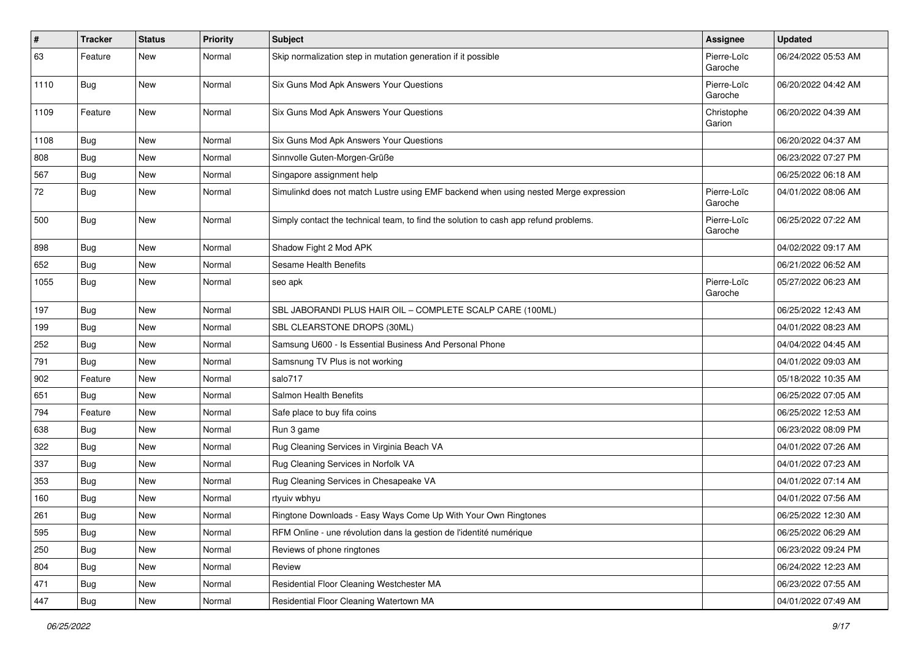| # | Tracker | Status | Priority | Subject | Assignee | Updated |
|---|---|---|---|---|---|---|
| 63 | Feature | New | Normal | Skip normalization step in mutation generation if it possible | Pierre-Loïc Garoche | 06/24/2022 05:53 AM |
| 1110 | Bug | New | Normal | Six Guns Mod Apk Answers Your Questions | Pierre-Loïc Garoche | 06/20/2022 04:42 AM |
| 1109 | Feature | New | Normal | Six Guns Mod Apk Answers Your Questions | Christophe Garion | 06/20/2022 04:39 AM |
| 1108 | Bug | New | Normal | Six Guns Mod Apk Answers Your Questions | | 06/20/2022 04:37 AM |
| 808 | Bug | New | Normal | Sinnvolle Guten-Morgen-Grüße | | 06/23/2022 07:27 PM |
| 567 | Bug | New | Normal | Singapore assignment help | | 06/25/2022 06:18 AM |
| 72 | Bug | New | Normal | Simulinkd does not match Lustre using EMF backend when using nested Merge expression | Pierre-Loïc Garoche | 04/01/2022 08:06 AM |
| 500 | Bug | New | Normal | Simply contact the technical team, to find the solution to cash app refund problems. | Pierre-Loïc Garoche | 06/25/2022 07:22 AM |
| 898 | Bug | New | Normal | Shadow Fight 2 Mod APK | | 04/02/2022 09:17 AM |
| 652 | Bug | New | Normal | Sesame Health Benefits | | 06/21/2022 06:52 AM |
| 1055 | Bug | New | Normal | seo apk | Pierre-Loïc Garoche | 05/27/2022 06:23 AM |
| 197 | Bug | New | Normal | SBL JABORANDI PLUS HAIR OIL – COMPLETE SCALP CARE (100ML) | | 06/25/2022 12:43 AM |
| 199 | Bug | New | Normal | SBL CLEARSTONE DROPS (30ML) | | 04/01/2022 08:23 AM |
| 252 | Bug | New | Normal | Samsung U600 - Is Essential Business And Personal Phone | | 04/04/2022 04:45 AM |
| 791 | Bug | New | Normal | Samsnung TV Plus is not working | | 04/01/2022 09:03 AM |
| 902 | Feature | New | Normal | salo717 | | 05/18/2022 10:35 AM |
| 651 | Bug | New | Normal | Salmon Health Benefits | | 06/25/2022 07:05 AM |
| 794 | Feature | New | Normal | Safe place to buy fifa coins | | 06/25/2022 12:53 AM |
| 638 | Bug | New | Normal | Run 3 game | | 06/23/2022 08:09 PM |
| 322 | Bug | New | Normal | Rug Cleaning Services in Virginia Beach VA | | 04/01/2022 07:26 AM |
| 337 | Bug | New | Normal | Rug Cleaning Services in Norfolk VA | | 04/01/2022 07:23 AM |
| 353 | Bug | New | Normal | Rug Cleaning Services in Chesapeake VA | | 04/01/2022 07:14 AM |
| 160 | Bug | New | Normal | rtyuiv wbhyu | | 04/01/2022 07:56 AM |
| 261 | Bug | New | Normal | Ringtone Downloads - Easy Ways Come Up With Your Own Ringtones | | 06/25/2022 12:30 AM |
| 595 | Bug | New | Normal | RFM Online - une révolution dans la gestion de l'identité numérique | | 06/25/2022 06:29 AM |
| 250 | Bug | New | Normal | Reviews of phone ringtones | | 06/23/2022 09:24 PM |
| 804 | Bug | New | Normal | Review | | 06/24/2022 12:23 AM |
| 471 | Bug | New | Normal | Residential Floor Cleaning Westchester MA | | 06/23/2022 07:55 AM |
| 447 | Bug | New | Normal | Residential Floor Cleaning Watertown MA | | 04/01/2022 07:49 AM |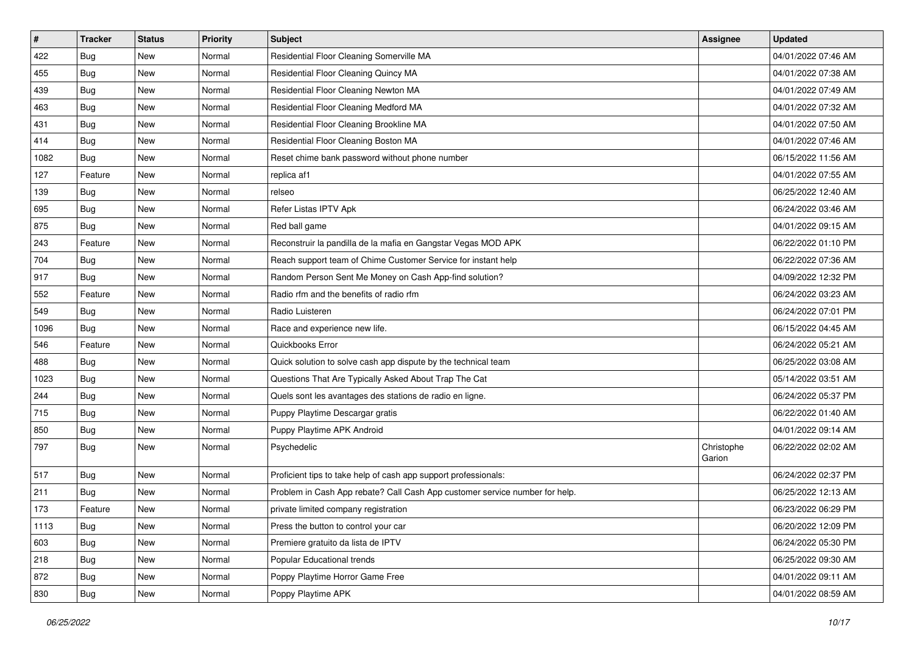| # | Tracker | Status | Priority | Subject | Assignee | Updated |
|---|---|---|---|---|---|---|
| 422 | Bug | New | Normal | Residential Floor Cleaning Somerville MA |  | 04/01/2022 07:46 AM |
| 455 | Bug | New | Normal | Residential Floor Cleaning Quincy MA |  | 04/01/2022 07:38 AM |
| 439 | Bug | New | Normal | Residential Floor Cleaning Newton MA |  | 04/01/2022 07:49 AM |
| 463 | Bug | New | Normal | Residential Floor Cleaning Medford MA |  | 04/01/2022 07:32 AM |
| 431 | Bug | New | Normal | Residential Floor Cleaning Brookline MA |  | 04/01/2022 07:50 AM |
| 414 | Bug | New | Normal | Residential Floor Cleaning Boston MA |  | 04/01/2022 07:46 AM |
| 1082 | Bug | New | Normal | Reset chime bank password without phone number |  | 06/15/2022 11:56 AM |
| 127 | Feature | New | Normal | replica af1 |  | 04/01/2022 07:55 AM |
| 139 | Bug | New | Normal | relseo |  | 06/25/2022 12:40 AM |
| 695 | Bug | New | Normal | Refer Listas IPTV Apk |  | 06/24/2022 03:46 AM |
| 875 | Bug | New | Normal | Red ball game |  | 04/01/2022 09:15 AM |
| 243 | Feature | New | Normal | Reconstruir la pandilla de la mafia en Gangstar Vegas MOD APK |  | 06/22/2022 01:10 PM |
| 704 | Bug | New | Normal | Reach support team of Chime Customer Service for instant help |  | 06/22/2022 07:36 AM |
| 917 | Bug | New | Normal | Random Person Sent Me Money on Cash App-find solution? |  | 04/09/2022 12:32 PM |
| 552 | Feature | New | Normal | Radio rfm and the benefits of radio rfm |  | 06/24/2022 03:23 AM |
| 549 | Bug | New | Normal | Radio Luisteren |  | 06/24/2022 07:01 PM |
| 1096 | Bug | New | Normal | Race and experience new life. |  | 06/15/2022 04:45 AM |
| 546 | Feature | New | Normal | Quickbooks Error |  | 06/24/2022 05:21 AM |
| 488 | Bug | New | Normal | Quick solution to solve cash app dispute by the technical team |  | 06/25/2022 03:08 AM |
| 1023 | Bug | New | Normal | Questions That Are Typically Asked About Trap The Cat |  | 05/14/2022 03:51 AM |
| 244 | Bug | New | Normal | Quels sont les avantages des stations de radio en ligne. |  | 06/24/2022 05:37 PM |
| 715 | Bug | New | Normal | Puppy Playtime Descargar gratis |  | 06/22/2022 01:40 AM |
| 850 | Bug | New | Normal | Puppy Playtime APK Android |  | 04/01/2022 09:14 AM |
| 797 | Bug | New | Normal | Psychedelic | Christophe Garion | 06/22/2022 02:02 AM |
| 517 | Bug | New | Normal | Proficient tips to take help of cash app support professionals: |  | 06/24/2022 02:37 PM |
| 211 | Bug | New | Normal | Problem in Cash App rebate? Call Cash App customer service number for help. |  | 06/25/2022 12:13 AM |
| 173 | Feature | New | Normal | private limited company registration |  | 06/23/2022 06:29 PM |
| 1113 | Bug | New | Normal | Press the button to control your car |  | 06/20/2022 12:09 PM |
| 603 | Bug | New | Normal | Premiere gratuito da lista de IPTV |  | 06/24/2022 05:30 PM |
| 218 | Bug | New | Normal | Popular Educational trends |  | 06/25/2022 09:30 AM |
| 872 | Bug | New | Normal | Poppy Playtime Horror Game Free |  | 04/01/2022 09:11 AM |
| 830 | Bug | New | Normal | Poppy Playtime APK |  | 04/01/2022 08:59 AM |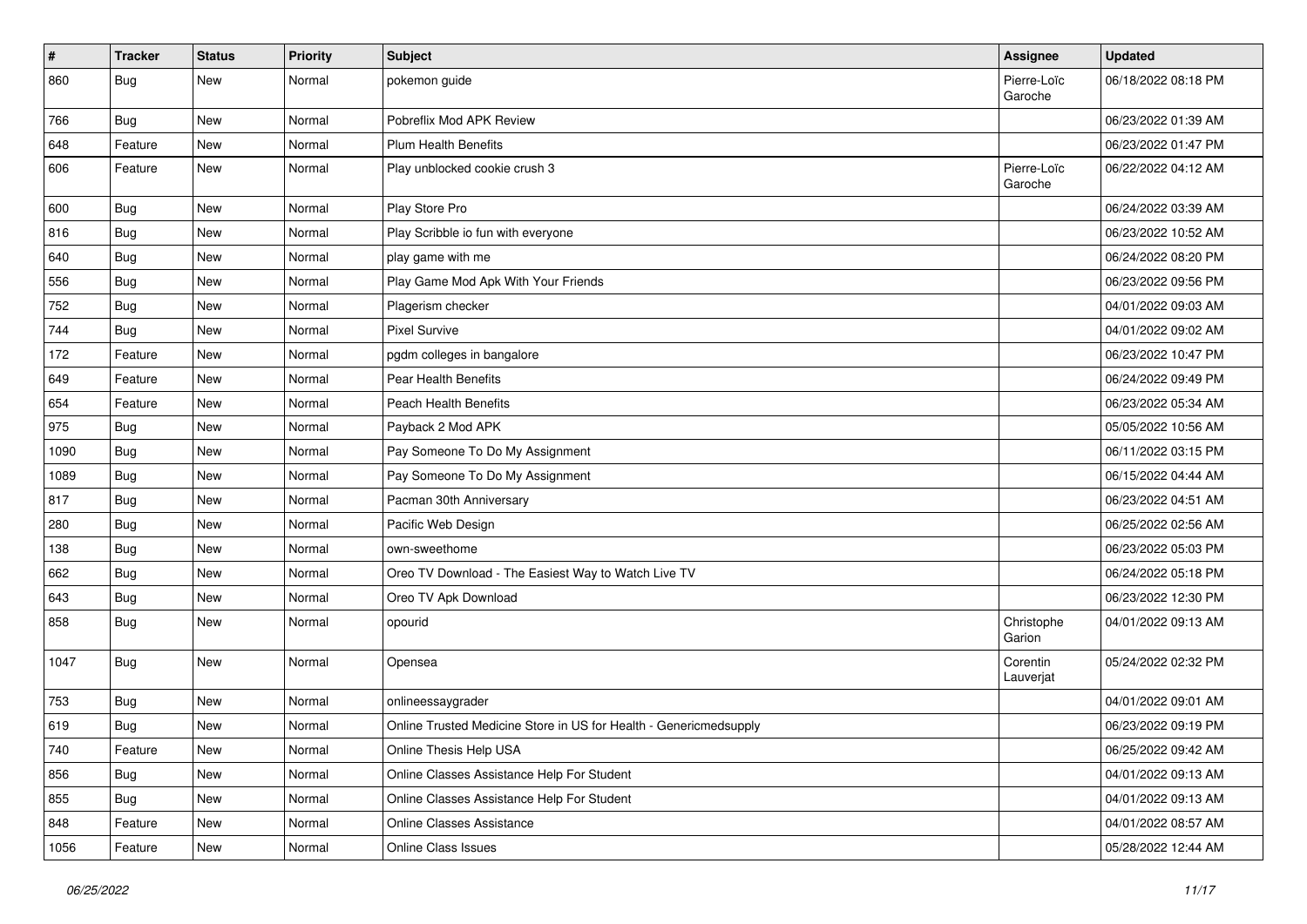| # | Tracker | Status | Priority | Subject | Assignee | Updated |
|---|---|---|---|---|---|---|
| 860 | Bug | New | Normal | pokemon guide | Pierre-Loïc Garoche | 06/18/2022 08:18 PM |
| 766 | Bug | New | Normal | Pobreflix Mod APK Review | | 06/23/2022 01:39 AM |
| 648 | Feature | New | Normal | Plum Health Benefits | | 06/23/2022 01:47 PM |
| 606 | Feature | New | Normal | Play unblocked cookie crush 3 | Pierre-Loïc Garoche | 06/22/2022 04:12 AM |
| 600 | Bug | New | Normal | Play Store Pro | | 06/24/2022 03:39 AM |
| 816 | Bug | New | Normal | Play Scribble io fun with everyone | | 06/23/2022 10:52 AM |
| 640 | Bug | New | Normal | play game with me | | 06/24/2022 08:20 PM |
| 556 | Bug | New | Normal | Play Game Mod Apk With Your Friends | | 06/23/2022 09:56 PM |
| 752 | Bug | New | Normal | Plagerism checker | | 04/01/2022 09:03 AM |
| 744 | Bug | New | Normal | Pixel Survive | | 04/01/2022 09:02 AM |
| 172 | Feature | New | Normal | pgdm colleges in bangalore | | 06/23/2022 10:47 PM |
| 649 | Feature | New | Normal | Pear Health Benefits | | 06/24/2022 09:49 PM |
| 654 | Feature | New | Normal | Peach Health Benefits | | 06/23/2022 05:34 AM |
| 975 | Bug | New | Normal | Payback 2 Mod APK | | 05/05/2022 10:56 AM |
| 1090 | Bug | New | Normal | Pay Someone To Do My Assignment | | 06/11/2022 03:15 PM |
| 1089 | Bug | New | Normal | Pay Someone To Do My Assignment | | 06/15/2022 04:44 AM |
| 817 | Bug | New | Normal | Pacman 30th Anniversary | | 06/23/2022 04:51 AM |
| 280 | Bug | New | Normal | Pacific Web Design | | 06/25/2022 02:56 AM |
| 138 | Bug | New | Normal | own-sweethome | | 06/23/2022 05:03 PM |
| 662 | Bug | New | Normal | Oreo TV Download - The Easiest Way to Watch Live TV | | 06/24/2022 05:18 PM |
| 643 | Bug | New | Normal | Oreo TV Apk Download | | 06/23/2022 12:30 PM |
| 858 | Bug | New | Normal | opourid | Christophe Garion | 04/01/2022 09:13 AM |
| 1047 | Bug | New | Normal | Opensea | Corentin Lauverjat | 05/24/2022 02:32 PM |
| 753 | Bug | New | Normal | onlineessaygrader | | 04/01/2022 09:01 AM |
| 619 | Bug | New | Normal | Online Trusted Medicine Store in US for Health - Genericmedsupply | | 06/23/2022 09:19 PM |
| 740 | Feature | New | Normal | Online Thesis Help USA | | 06/25/2022 09:42 AM |
| 856 | Bug | New | Normal | Online Classes Assistance Help For Student | | 04/01/2022 09:13 AM |
| 855 | Bug | New | Normal | Online Classes Assistance Help For Student | | 04/01/2022 09:13 AM |
| 848 | Feature | New | Normal | Online Classes Assistance | | 04/01/2022 08:57 AM |
| 1056 | Feature | New | Normal | Online Class Issues | | 05/28/2022 12:44 AM |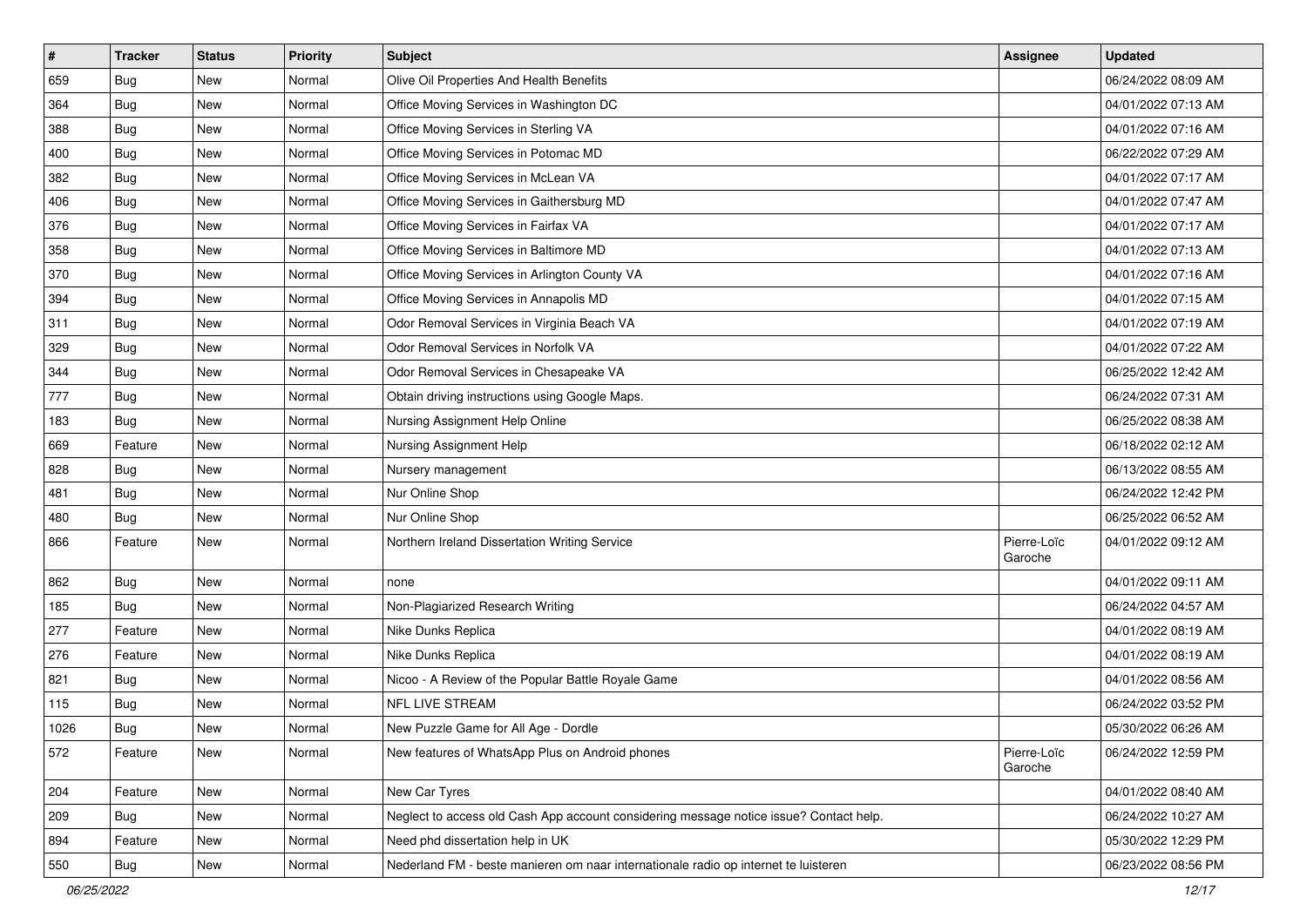| # | Tracker | Status | Priority | Subject | Assignee | Updated |
|---|---|---|---|---|---|---|
| 659 | Bug | New | Normal | Olive Oil Properties And Health Benefits | | 06/24/2022 08:09 AM |
| 364 | Bug | New | Normal | Office Moving Services in Washington DC | | 04/01/2022 07:13 AM |
| 388 | Bug | New | Normal | Office Moving Services in Sterling VA | | 04/01/2022 07:16 AM |
| 400 | Bug | New | Normal | Office Moving Services in Potomac MD | | 06/22/2022 07:29 AM |
| 382 | Bug | New | Normal | Office Moving Services in McLean VA | | 04/01/2022 07:17 AM |
| 406 | Bug | New | Normal | Office Moving Services in Gaithersburg MD | | 04/01/2022 07:47 AM |
| 376 | Bug | New | Normal | Office Moving Services in Fairfax VA | | 04/01/2022 07:17 AM |
| 358 | Bug | New | Normal | Office Moving Services in Baltimore MD | | 04/01/2022 07:13 AM |
| 370 | Bug | New | Normal | Office Moving Services in Arlington County VA | | 04/01/2022 07:16 AM |
| 394 | Bug | New | Normal | Office Moving Services in Annapolis MD | | 04/01/2022 07:15 AM |
| 311 | Bug | New | Normal | Odor Removal Services in Virginia Beach VA | | 04/01/2022 07:19 AM |
| 329 | Bug | New | Normal | Odor Removal Services in Norfolk VA | | 04/01/2022 07:22 AM |
| 344 | Bug | New | Normal | Odor Removal Services in Chesapeake VA | | 06/25/2022 12:42 AM |
| 777 | Bug | New | Normal | Obtain driving instructions using Google Maps. | | 06/24/2022 07:31 AM |
| 183 | Bug | New | Normal | Nursing Assignment Help Online | | 06/25/2022 08:38 AM |
| 669 | Feature | New | Normal | Nursing Assignment Help | | 06/18/2022 02:12 AM |
| 828 | Bug | New | Normal | Nursery management | | 06/13/2022 08:55 AM |
| 481 | Bug | New | Normal | Nur Online Shop | | 06/24/2022 12:42 PM |
| 480 | Bug | New | Normal | Nur Online Shop | | 06/25/2022 06:52 AM |
| 866 | Feature | New | Normal | Northern Ireland Dissertation Writing Service | Pierre-Loïc Garoche | 04/01/2022 09:12 AM |
| 862 | Bug | New | Normal | none | | 04/01/2022 09:11 AM |
| 185 | Bug | New | Normal | Non-Plagiarized Research Writing | | 06/24/2022 04:57 AM |
| 277 | Feature | New | Normal | Nike Dunks Replica | | 04/01/2022 08:19 AM |
| 276 | Feature | New | Normal | Nike Dunks Replica | | 04/01/2022 08:19 AM |
| 821 | Bug | New | Normal | Nicoo - A Review of the Popular Battle Royale Game | | 04/01/2022 08:56 AM |
| 115 | Bug | New | Normal | NFL LIVE STREAM | | 06/24/2022 03:52 PM |
| 1026 | Bug | New | Normal | New Puzzle Game for All Age - Dordle | | 05/30/2022 06:26 AM |
| 572 | Feature | New | Normal | New features of WhatsApp Plus on Android phones | Pierre-Loïc Garoche | 06/24/2022 12:59 PM |
| 204 | Feature | New | Normal | New Car Tyres | | 04/01/2022 08:40 AM |
| 209 | Bug | New | Normal | Neglect to access old Cash App account considering message notice issue? Contact help. | | 06/24/2022 10:27 AM |
| 894 | Feature | New | Normal | Need phd dissertation help in UK | | 05/30/2022 12:29 PM |
| 550 | Bug | New | Normal | Nederland FM - beste manieren om naar internationale radio op internet te luisteren | | 06/23/2022 08:56 PM |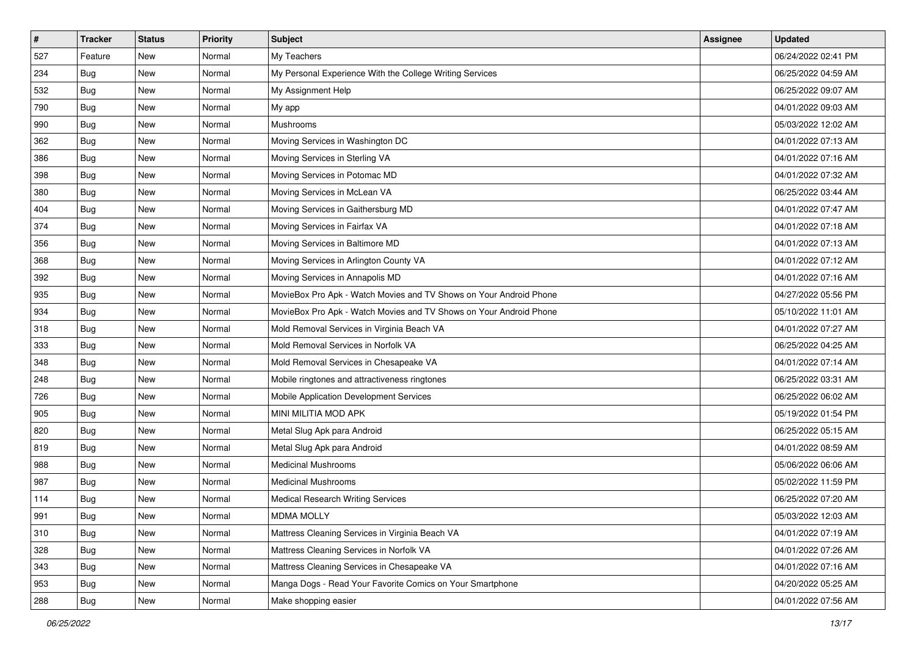| # | Tracker | Status | Priority | Subject | Assignee | Updated |
|---|---|---|---|---|---|---|
| 527 | Feature | New | Normal | My Teachers | | 06/24/2022 02:41 PM |
| 234 | Bug | New | Normal | My Personal Experience With the College Writing Services | | 06/25/2022 04:59 AM |
| 532 | Bug | New | Normal | My Assignment Help | | 06/25/2022 09:07 AM |
| 790 | Bug | New | Normal | My app | | 04/01/2022 09:03 AM |
| 990 | Bug | New | Normal | Mushrooms | | 05/03/2022 12:02 AM |
| 362 | Bug | New | Normal | Moving Services in Washington DC | | 04/01/2022 07:13 AM |
| 386 | Bug | New | Normal | Moving Services in Sterling VA | | 04/01/2022 07:16 AM |
| 398 | Bug | New | Normal | Moving Services in Potomac MD | | 04/01/2022 07:32 AM |
| 380 | Bug | New | Normal | Moving Services in McLean VA | | 06/25/2022 03:44 AM |
| 404 | Bug | New | Normal | Moving Services in Gaithersburg MD | | 04/01/2022 07:47 AM |
| 374 | Bug | New | Normal | Moving Services in Fairfax VA | | 04/01/2022 07:18 AM |
| 356 | Bug | New | Normal | Moving Services in Baltimore MD | | 04/01/2022 07:13 AM |
| 368 | Bug | New | Normal | Moving Services in Arlington County VA | | 04/01/2022 07:12 AM |
| 392 | Bug | New | Normal | Moving Services in Annapolis MD | | 04/01/2022 07:16 AM |
| 935 | Bug | New | Normal | MovieBox Pro Apk - Watch Movies and TV Shows on Your Android Phone | | 04/27/2022 05:56 PM |
| 934 | Bug | New | Normal | MovieBox Pro Apk - Watch Movies and TV Shows on Your Android Phone | | 05/10/2022 11:01 AM |
| 318 | Bug | New | Normal | Mold Removal Services in Virginia Beach VA | | 04/01/2022 07:27 AM |
| 333 | Bug | New | Normal | Mold Removal Services in Norfolk VA | | 06/25/2022 04:25 AM |
| 348 | Bug | New | Normal | Mold Removal Services in Chesapeake VA | | 04/01/2022 07:14 AM |
| 248 | Bug | New | Normal | Mobile ringtones and attractiveness ringtones | | 06/25/2022 03:31 AM |
| 726 | Bug | New | Normal | Mobile Application Development Services | | 06/25/2022 06:02 AM |
| 905 | Bug | New | Normal | MINI MILITIA MOD APK | | 05/19/2022 01:54 PM |
| 820 | Bug | New | Normal | Metal Slug Apk para Android | | 06/25/2022 05:15 AM |
| 819 | Bug | New | Normal | Metal Slug Apk para Android | | 04/01/2022 08:59 AM |
| 988 | Bug | New | Normal | Medicinal Mushrooms | | 05/06/2022 06:06 AM |
| 987 | Bug | New | Normal | Medicinal Mushrooms | | 05/02/2022 11:59 PM |
| 114 | Bug | New | Normal | Medical Research Writing Services | | 06/25/2022 07:20 AM |
| 991 | Bug | New | Normal | MDMA MOLLY | | 05/03/2022 12:03 AM |
| 310 | Bug | New | Normal | Mattress Cleaning Services in Virginia Beach VA | | 04/01/2022 07:19 AM |
| 328 | Bug | New | Normal | Mattress Cleaning Services in Norfolk VA | | 04/01/2022 07:26 AM |
| 343 | Bug | New | Normal | Mattress Cleaning Services in Chesapeake VA | | 04/01/2022 07:16 AM |
| 953 | Bug | New | Normal | Manga Dogs - Read Your Favorite Comics on Your Smartphone | | 04/20/2022 05:25 AM |
| 288 | Bug | New | Normal | Make shopping easier | | 04/01/2022 07:56 AM |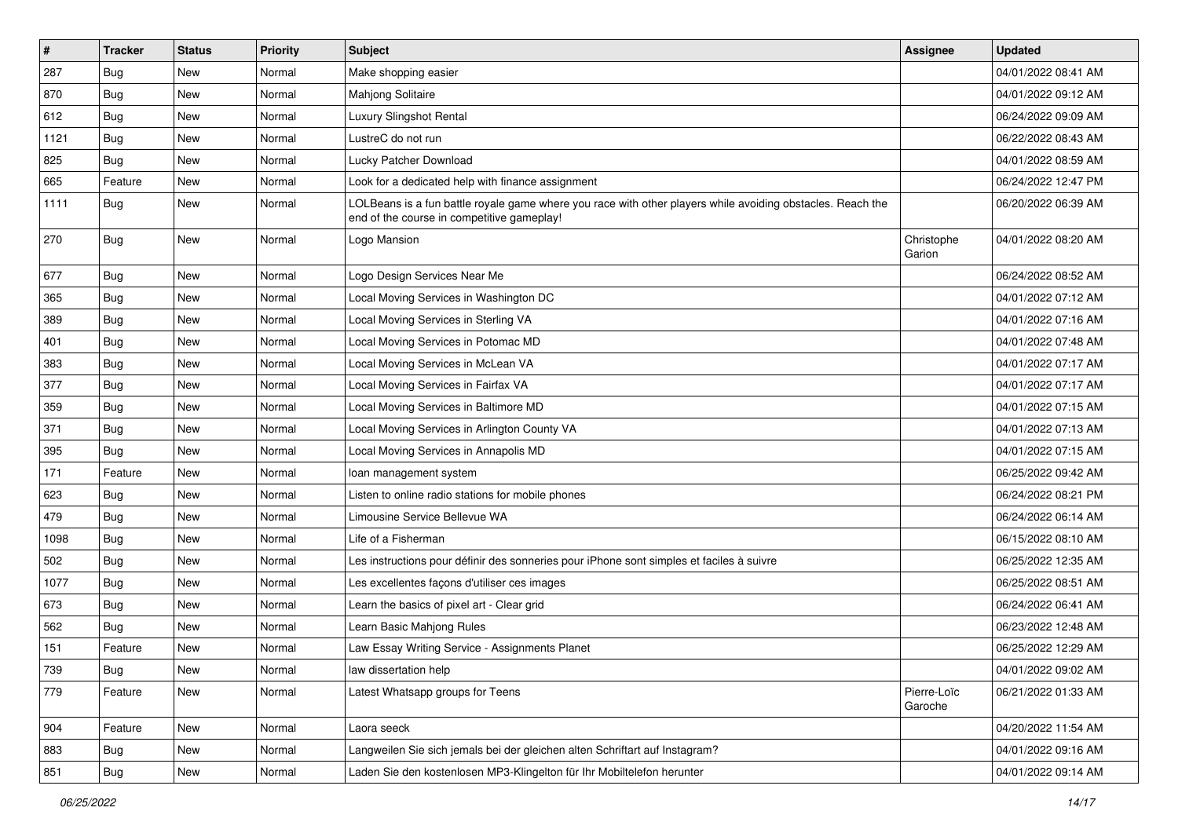| # | Tracker | Status | Priority | Subject | Assignee | Updated |
| --- | --- | --- | --- | --- | --- | --- |
| 287 | Bug | New | Normal | Make shopping easier | | 04/01/2022 08:41 AM |
| 870 | Bug | New | Normal | Mahjong Solitaire | | 04/01/2022 09:12 AM |
| 612 | Bug | New | Normal | Luxury Slingshot Rental | | 06/24/2022 09:09 AM |
| 1121 | Bug | New | Normal | LustreC do not run | | 06/22/2022 08:43 AM |
| 825 | Bug | New | Normal | Lucky Patcher Download | | 04/01/2022 08:59 AM |
| 665 | Feature | New | Normal | Look for a dedicated help with finance assignment | | 06/24/2022 12:47 PM |
| 1111 | Bug | New | Normal | LOLBeans is a fun battle royale game where you race with other players while avoiding obstacles. Reach the end of the course in competitive gameplay! | | 06/20/2022 06:39 AM |
| 270 | Bug | New | Normal | Logo Mansion | Christophe Garion | 04/01/2022 08:20 AM |
| 677 | Bug | New | Normal | Logo Design Services Near Me | | 06/24/2022 08:52 AM |
| 365 | Bug | New | Normal | Local Moving Services in Washington DC | | 04/01/2022 07:12 AM |
| 389 | Bug | New | Normal | Local Moving Services in Sterling VA | | 04/01/2022 07:16 AM |
| 401 | Bug | New | Normal | Local Moving Services in Potomac MD | | 04/01/2022 07:48 AM |
| 383 | Bug | New | Normal | Local Moving Services in McLean VA | | 04/01/2022 07:17 AM |
| 377 | Bug | New | Normal | Local Moving Services in Fairfax VA | | 04/01/2022 07:17 AM |
| 359 | Bug | New | Normal | Local Moving Services in Baltimore MD | | 04/01/2022 07:15 AM |
| 371 | Bug | New | Normal | Local Moving Services in Arlington County VA | | 04/01/2022 07:13 AM |
| 395 | Bug | New | Normal | Local Moving Services in Annapolis MD | | 04/01/2022 07:15 AM |
| 171 | Feature | New | Normal | loan management system | | 06/25/2022 09:42 AM |
| 623 | Bug | New | Normal | Listen to online radio stations for mobile phones | | 06/24/2022 08:21 PM |
| 479 | Bug | New | Normal | Limousine Service Bellevue WA | | 06/24/2022 06:14 AM |
| 1098 | Bug | New | Normal | Life of a Fisherman | | 06/15/2022 08:10 AM |
| 502 | Bug | New | Normal | Les instructions pour définir des sonneries pour iPhone sont simples et faciles à suivre | | 06/25/2022 12:35 AM |
| 1077 | Bug | New | Normal | Les excellentes façons d'utiliser ces images | | 06/25/2022 08:51 AM |
| 673 | Bug | New | Normal | Learn the basics of pixel art - Clear grid | | 06/24/2022 06:41 AM |
| 562 | Bug | New | Normal | Learn Basic Mahjong Rules | | 06/23/2022 12:48 AM |
| 151 | Feature | New | Normal | Law Essay Writing Service - Assignments Planet | | 06/25/2022 12:29 AM |
| 739 | Bug | New | Normal | law dissertation help | | 04/01/2022 09:02 AM |
| 779 | Feature | New | Normal | Latest Whatsapp groups for Teens | Pierre-Loïc Garoche | 06/21/2022 01:33 AM |
| 904 | Feature | New | Normal | Laora seeck | | 04/20/2022 11:54 AM |
| 883 | Bug | New | Normal | Langweilen Sie sich jemals bei der gleichen alten Schriftart auf Instagram? | | 04/01/2022 09:16 AM |
| 851 | Bug | New | Normal | Laden Sie den kostenlosen MP3-Klingelton für Ihr Mobiltelefon herunter | | 04/01/2022 09:14 AM |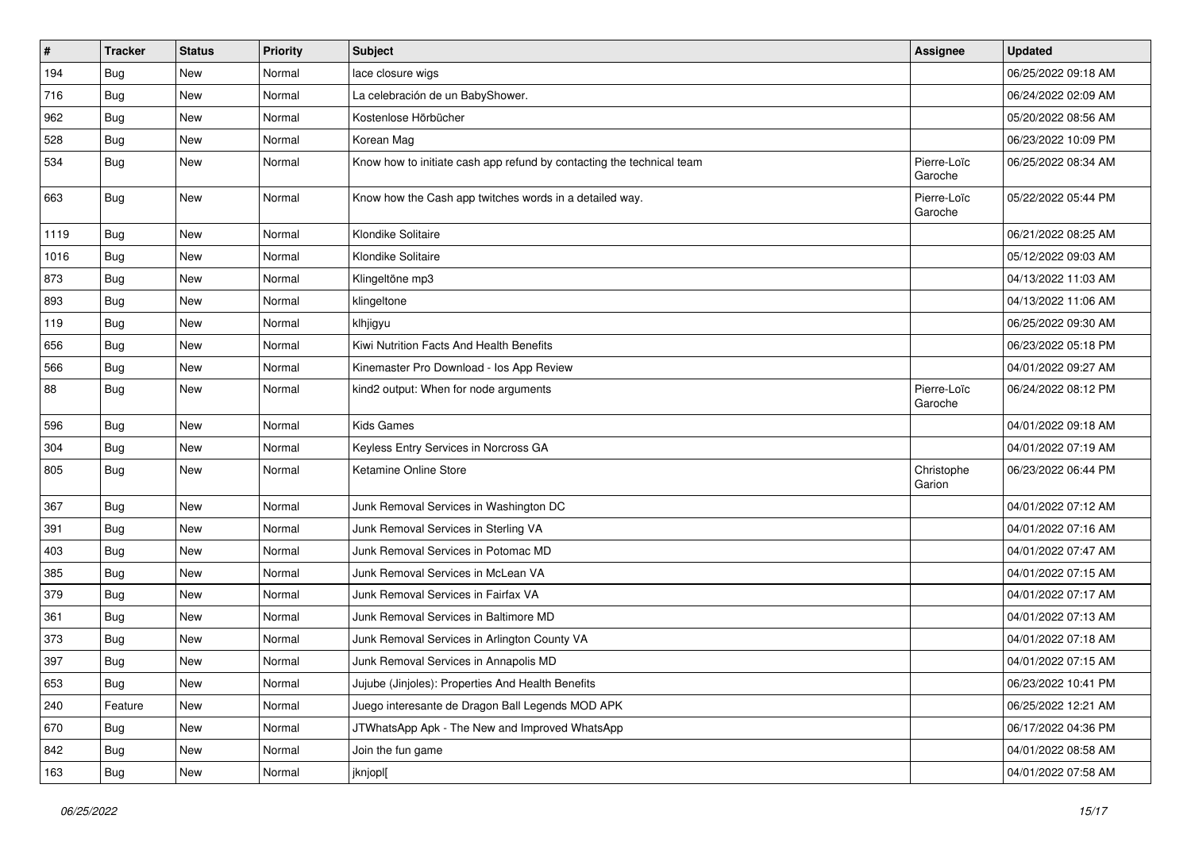| # | Tracker | Status | Priority | Subject | Assignee | Updated |
| --- | --- | --- | --- | --- | --- | --- |
| 194 | Bug | New | Normal | lace closure wigs | | 06/25/2022 09:18 AM |
| 716 | Bug | New | Normal | La celebración de un BabyShower. | | 06/24/2022 02:09 AM |
| 962 | Bug | New | Normal | Kostenlose Hörbücher | | 05/20/2022 08:56 AM |
| 528 | Bug | New | Normal | Korean Mag | | 06/23/2022 10:09 PM |
| 534 | Bug | New | Normal | Know how to initiate cash app refund by contacting the technical team | Pierre-Loïc Garoche | 06/25/2022 08:34 AM |
| 663 | Bug | New | Normal | Know how the Cash app twitches words in a detailed way. | Pierre-Loïc Garoche | 05/22/2022 05:44 PM |
| 1119 | Bug | New | Normal | Klondike Solitaire | | 06/21/2022 08:25 AM |
| 1016 | Bug | New | Normal | Klondike Solitaire | | 05/12/2022 09:03 AM |
| 873 | Bug | New | Normal | Klingeltöne mp3 | | 04/13/2022 11:03 AM |
| 893 | Bug | New | Normal | klingeltone | | 04/13/2022 11:06 AM |
| 119 | Bug | New | Normal | klhjigyu | | 06/25/2022 09:30 AM |
| 656 | Bug | New | Normal | Kiwi Nutrition Facts And Health Benefits | | 06/23/2022 05:18 PM |
| 566 | Bug | New | Normal | Kinemaster Pro Download - Ios App Review | | 04/01/2022 09:27 AM |
| 88 | Bug | New | Normal | kind2 output: When for node arguments | Pierre-Loïc Garoche | 06/24/2022 08:12 PM |
| 596 | Bug | New | Normal | Kids Games | | 04/01/2022 09:18 AM |
| 304 | Bug | New | Normal | Keyless Entry Services in Norcross GA | | 04/01/2022 07:19 AM |
| 805 | Bug | New | Normal | Ketamine Online Store | Christophe Garion | 06/23/2022 06:44 PM |
| 367 | Bug | New | Normal | Junk Removal Services in Washington DC | | 04/01/2022 07:12 AM |
| 391 | Bug | New | Normal | Junk Removal Services in Sterling VA | | 04/01/2022 07:16 AM |
| 403 | Bug | New | Normal | Junk Removal Services in Potomac MD | | 04/01/2022 07:47 AM |
| 385 | Bug | New | Normal | Junk Removal Services in McLean VA | | 04/01/2022 07:15 AM |
| 379 | Bug | New | Normal | Junk Removal Services in Fairfax VA | | 04/01/2022 07:17 AM |
| 361 | Bug | New | Normal | Junk Removal Services in Baltimore MD | | 04/01/2022 07:13 AM |
| 373 | Bug | New | Normal | Junk Removal Services in Arlington County VA | | 04/01/2022 07:18 AM |
| 397 | Bug | New | Normal | Junk Removal Services in Annapolis MD | | 04/01/2022 07:15 AM |
| 653 | Bug | New | Normal | Jujube (Jinjoles): Properties And Health Benefits | | 06/23/2022 10:41 PM |
| 240 | Feature | New | Normal | Juego interesante de Dragon Ball Legends MOD APK | | 06/25/2022 12:21 AM |
| 670 | Bug | New | Normal | JTWhatsApp Apk - The New and Improved WhatsApp | | 06/17/2022 04:36 PM |
| 842 | Bug | New | Normal | Join the fun game | | 04/01/2022 08:58 AM |
| 163 | Bug | New | Normal | jknjopl[ | | 04/01/2022 07:58 AM |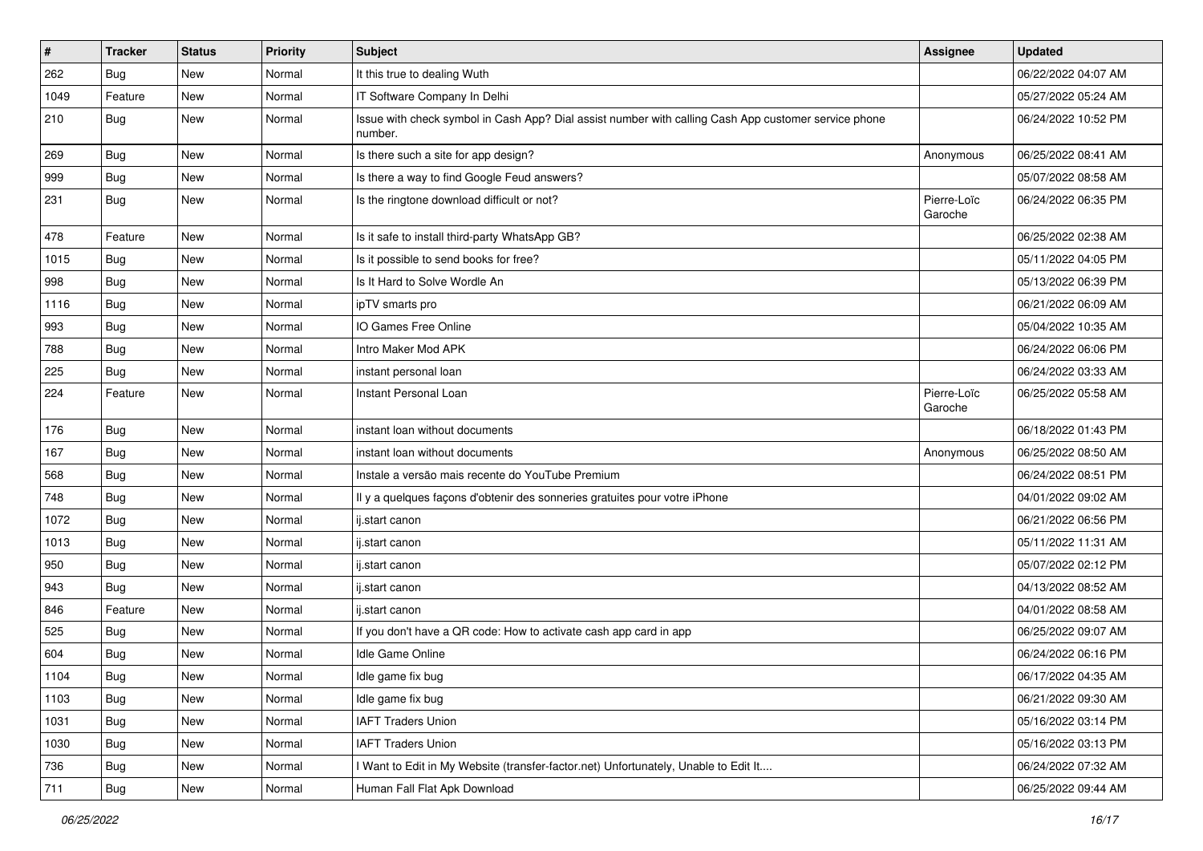| # | Tracker | Status | Priority | Subject | Assignee | Updated |
| --- | --- | --- | --- | --- | --- | --- |
| 262 | Bug | New | Normal | It this true to dealing Wuth | | 06/22/2022 04:07 AM |
| 1049 | Feature | New | Normal | IT Software Company In Delhi | | 05/27/2022 05:24 AM |
| 210 | Bug | New | Normal | Issue with check symbol in Cash App? Dial assist number with calling Cash App customer service phone number. | | 06/24/2022 10:52 PM |
| 269 | Bug | New | Normal | Is there such a site for app design? | Anonymous | 06/25/2022 08:41 AM |
| 999 | Bug | New | Normal | Is there a way to find Google Feud answers? | | 05/07/2022 08:58 AM |
| 231 | Bug | New | Normal | Is the ringtone download difficult or not? | Pierre-Loïc Garoche | 06/24/2022 06:35 PM |
| 478 | Feature | New | Normal | Is it safe to install third-party WhatsApp GB? | | 06/25/2022 02:38 AM |
| 1015 | Bug | New | Normal | Is it possible to send books for free? | | 05/11/2022 04:05 PM |
| 998 | Bug | New | Normal | Is It Hard to Solve Wordle An | | 05/13/2022 06:39 PM |
| 1116 | Bug | New | Normal | ipTV smarts pro | | 06/21/2022 06:09 AM |
| 993 | Bug | New | Normal | IO Games Free Online | | 05/04/2022 10:35 AM |
| 788 | Bug | New | Normal | Intro Maker Mod APK | | 06/24/2022 06:06 PM |
| 225 | Bug | New | Normal | instant personal loan | | 06/24/2022 03:33 AM |
| 224 | Feature | New | Normal | Instant Personal Loan | Pierre-Loïc Garoche | 06/25/2022 05:58 AM |
| 176 | Bug | New | Normal | instant loan without documents | | 06/18/2022 01:43 PM |
| 167 | Bug | New | Normal | instant loan without documents | Anonymous | 06/25/2022 08:50 AM |
| 568 | Bug | New | Normal | Instale a versão mais recente do YouTube Premium | | 06/24/2022 08:51 PM |
| 748 | Bug | New | Normal | Il y a quelques façons d'obtenir des sonneries gratuites pour votre iPhone | | 04/01/2022 09:02 AM |
| 1072 | Bug | New | Normal | ij.start canon | | 06/21/2022 06:56 PM |
| 1013 | Bug | New | Normal | ij.start canon | | 05/11/2022 11:31 AM |
| 950 | Bug | New | Normal | ij.start canon | | 05/07/2022 02:12 PM |
| 943 | Bug | New | Normal | ij.start canon | | 04/13/2022 08:52 AM |
| 846 | Feature | New | Normal | ij.start canon | | 04/01/2022 08:58 AM |
| 525 | Bug | New | Normal | If you don't have a QR code: How to activate cash app card in app | | 06/25/2022 09:07 AM |
| 604 | Bug | New | Normal | Idle Game Online | | 06/24/2022 06:16 PM |
| 1104 | Bug | New | Normal | Idle game fix bug | | 06/17/2022 04:35 AM |
| 1103 | Bug | New | Normal | Idle game fix bug | | 06/21/2022 09:30 AM |
| 1031 | Bug | New | Normal | IAFT Traders Union | | 05/16/2022 03:14 PM |
| 1030 | Bug | New | Normal | IAFT Traders Union | | 05/16/2022 03:13 PM |
| 736 | Bug | New | Normal | I Want to Edit in My Website (transfer-factor.net) Unfortunately, Unable to Edit It.... | | 06/24/2022 07:32 AM |
| 711 | Bug | New | Normal | Human Fall Flat Apk Download | | 06/25/2022 09:44 AM |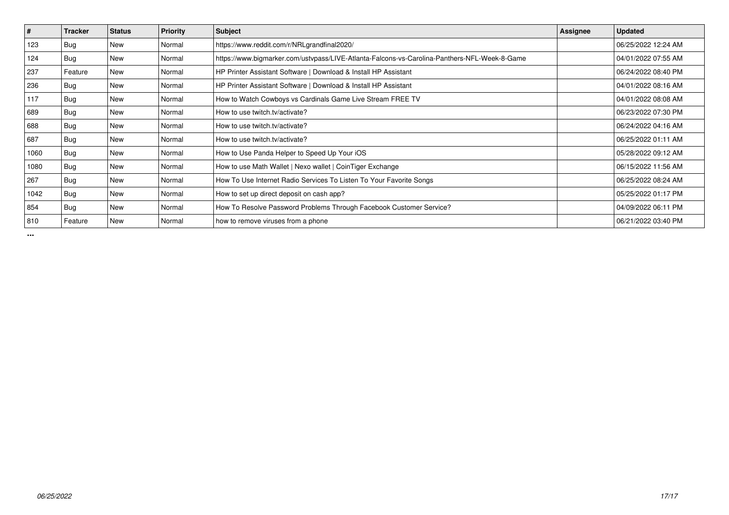| # | Tracker | Status | Priority | Subject | Assignee | Updated |
| --- | --- | --- | --- | --- | --- | --- |
| 123 | Bug | New | Normal | https://www.reddit.com/r/NRLgrandfinal2020/ | | 06/25/2022 12:24 AM |
| 124 | Bug | New | Normal | https://www.bigmarker.com/ustvpass/LIVE-Atlanta-Falcons-vs-Carolina-Panthers-NFL-Week-8-Game | | 04/01/2022 07:55 AM |
| 237 | Feature | New | Normal | HP Printer Assistant Software \| Download & Install HP Assistant | | 06/24/2022 08:40 PM |
| 236 | Bug | New | Normal | HP Printer Assistant Software \| Download & Install HP Assistant | | 04/01/2022 08:16 AM |
| 117 | Bug | New | Normal | How to Watch Cowboys vs Cardinals Game Live Stream FREE TV | | 04/01/2022 08:08 AM |
| 689 | Bug | New | Normal | How to use twitch.tv/activate? | | 06/23/2022 07:30 PM |
| 688 | Bug | New | Normal | How to use twitch.tv/activate? | | 06/24/2022 04:16 AM |
| 687 | Bug | New | Normal | How to use twitch.tv/activate? | | 06/25/2022 01:11 AM |
| 1060 | Bug | New | Normal | How to Use Panda Helper to Speed Up Your iOS | | 05/28/2022 09:12 AM |
| 1080 | Bug | New | Normal | How to use Math Wallet \| Nexo wallet \| CoinTiger Exchange | | 06/15/2022 11:56 AM |
| 267 | Bug | New | Normal | How To Use Internet Radio Services To Listen To Your Favorite Songs | | 06/25/2022 08:24 AM |
| 1042 | Bug | New | Normal | How to set up direct deposit on cash app? | | 05/25/2022 01:17 PM |
| 854 | Bug | New | Normal | How To Resolve Password Problems Through Facebook Customer Service? | | 04/09/2022 06:11 PM |
| 810 | Feature | New | Normal | how to remove viruses from a phone | | 06/21/2022 03:40 PM |

...